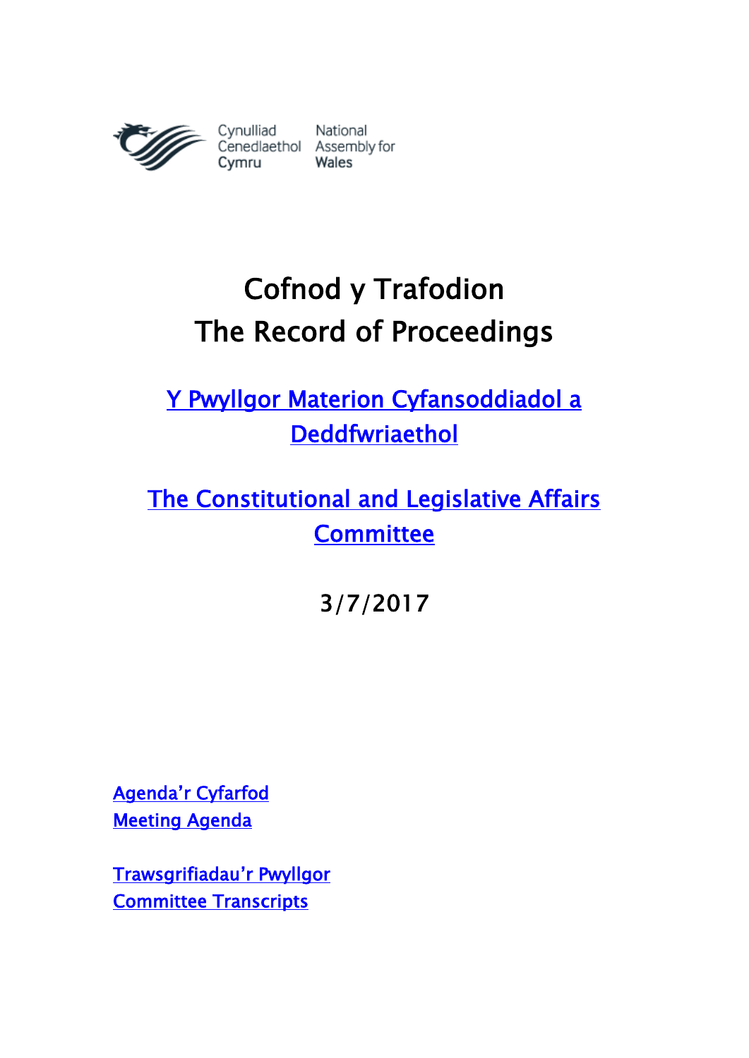Cynulliad Cenedlaethol Cymru | National Assembly for Wales

# Cofnod y Trafodion
# The Record of Proceedings

## Y Pwyllgor Materion Cyfansoddiadol a Deddfwriaethol

## The Constitutional and Legislative Affairs Committee

3/7/2017

Agenda'r Cyfarfod
Meeting Agenda

Trawsgrifiadau'r Pwyllgor
Committee Transcripts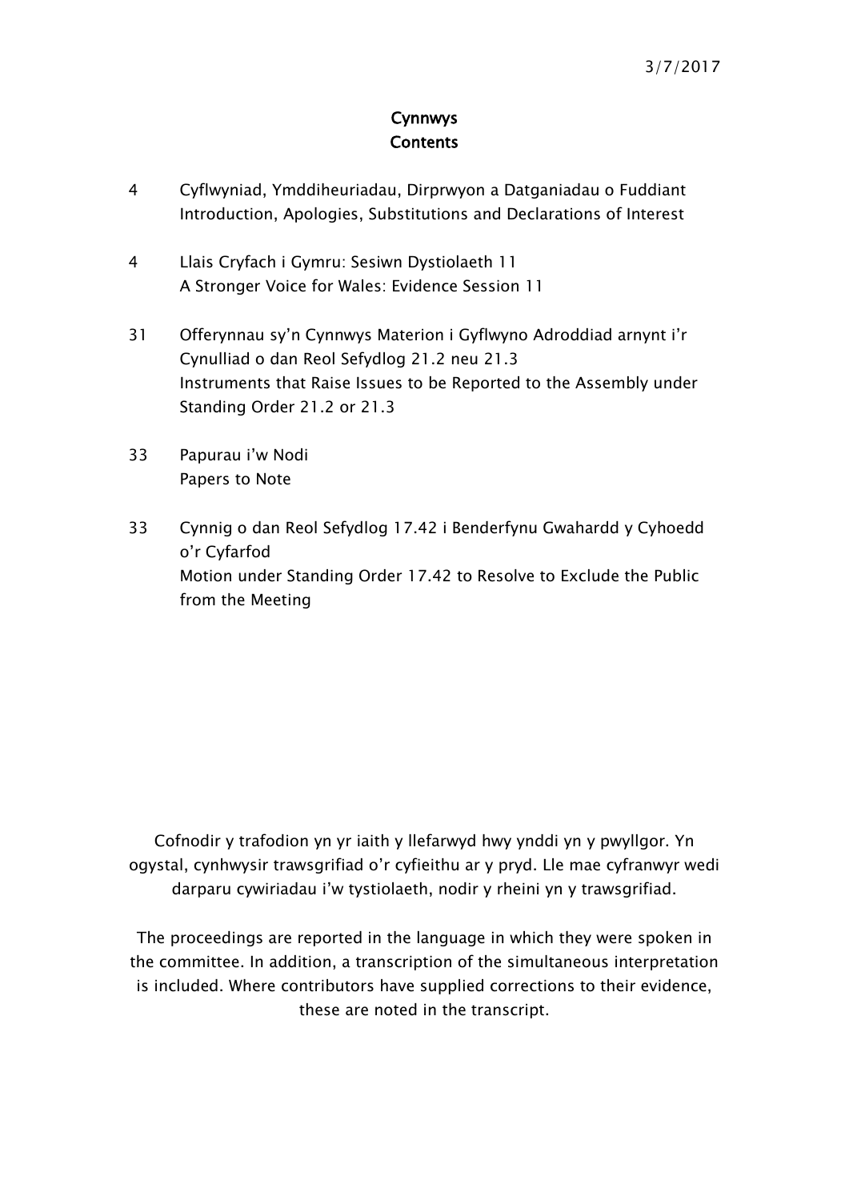3/7/2017

# Cynnwys
# Contents

| | |
|---|---|
| 4 | Cyflwyniad, Ymddiheuriadau, Dirprwyon a Datganiadau o Fuddiant<br>Introduction, Apologies, Substitutions and Declarations of Interest |
| 4 | Llais Cryfach i Gymru: Sesiwn Dystiolaeth 11<br>A Stronger Voice for Wales: Evidence Session 11 |
| 31 | Offerynnau sy'n Cynnwys Materion i Gyflwyno Adroddiad arnynt i'r Cynulliad o dan Reol Sefydlog 21.2 neu 21.3<br>Instruments that Raise Issues to be Reported to the Assembly under Standing Order 21.2 or 21.3 |
| 33 | Papurau i'w Nodi<br>Papers to Note |
| 33 | Cynnig o dan Reol Sefydlog 17.42 i Benderfynu Gwahardd y Cyhoedd o'r Cyfarfod<br>Motion under Standing Order 17.42 to Resolve to Exclude the Public from the Meeting |

Cofnodir y trafodion yn yr iaith y llefarwyd hwy ynddi yn y pwyllgor. Yn ogystal, cynhwysir trawsgrifiad o'r cyfieithu ar y pryd. Lle mae cyfranwyr wedi darparu cywiriadau i'w tystiolaeth, nodir y rheini yn y trawsgrifiad.

The proceedings are reported in the language in which they were spoken in the committee. In addition, a transcription of the simultaneous interpretation is included. Where contributors have supplied corrections to their evidence, these are noted in the transcript.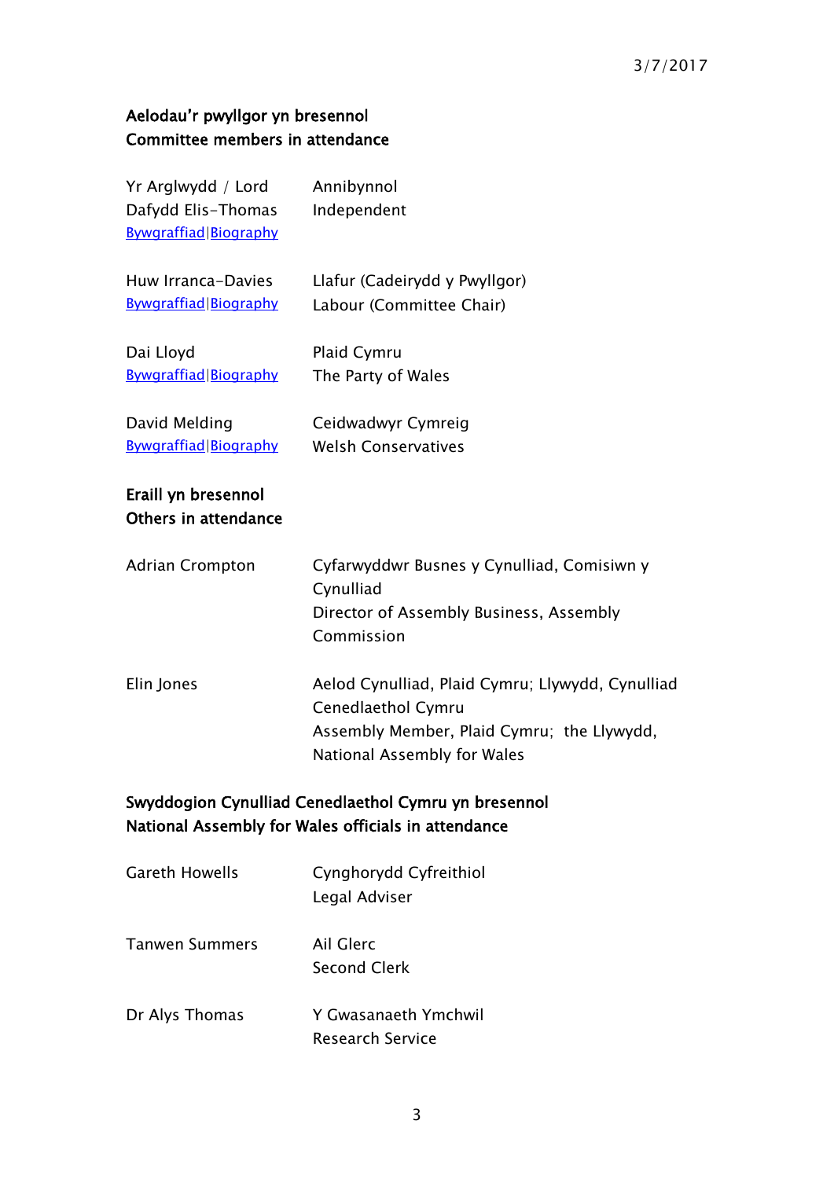3/7/2017

**Aelodau'r pwyllgor yn bresennol**
**Committee members in attendance**

| | |
|---|---|
| Yr Arglwydd / Lord Dafydd Elis-Thomas<br>Bywgraffiad\|Biography | Annibynnol<br>Independent |
| Huw Irranca-Davies<br>Bywgraffiad\|Biography | Llafur (Cadeirydd y Pwyllgor)<br>Labour (Committee Chair) |
| Dai Lloyd<br>Bywgraffiad\|Biography | Plaid Cymru<br>The Party of Wales |
| David Melding<br>Bywgraffiad\|Biography | Ceidwadwyr Cymreig<br>Welsh Conservatives |

**Eraill yn bresennol**
**Others in attendance**

| | |
|---|---|
| Adrian Crompton | Cyfarwyddwr Busnes y Cynulliad, Comisiwn y Cynulliad<br>Director of Assembly Business, Assembly Commission |
| Elin Jones | Aelod Cynulliad, Plaid Cymru; Llywydd, Cynulliad Cenedlaethol Cymru<br>Assembly Member, Plaid Cymru; the Llywydd, National Assembly for Wales |

**Swyddogion Cynulliad Cenedlaethol Cymru yn bresennol**
**National Assembly for Wales officials in attendance**

| | |
|---|---|
| Gareth Howells | Cynghorydd Cyfreithiol<br>Legal Adviser |
| Tanwen Summers | Ail Glerc<br>Second Clerk |
| Dr Alys Thomas | Y Gwasanaeth Ymchwil<br>Research Service |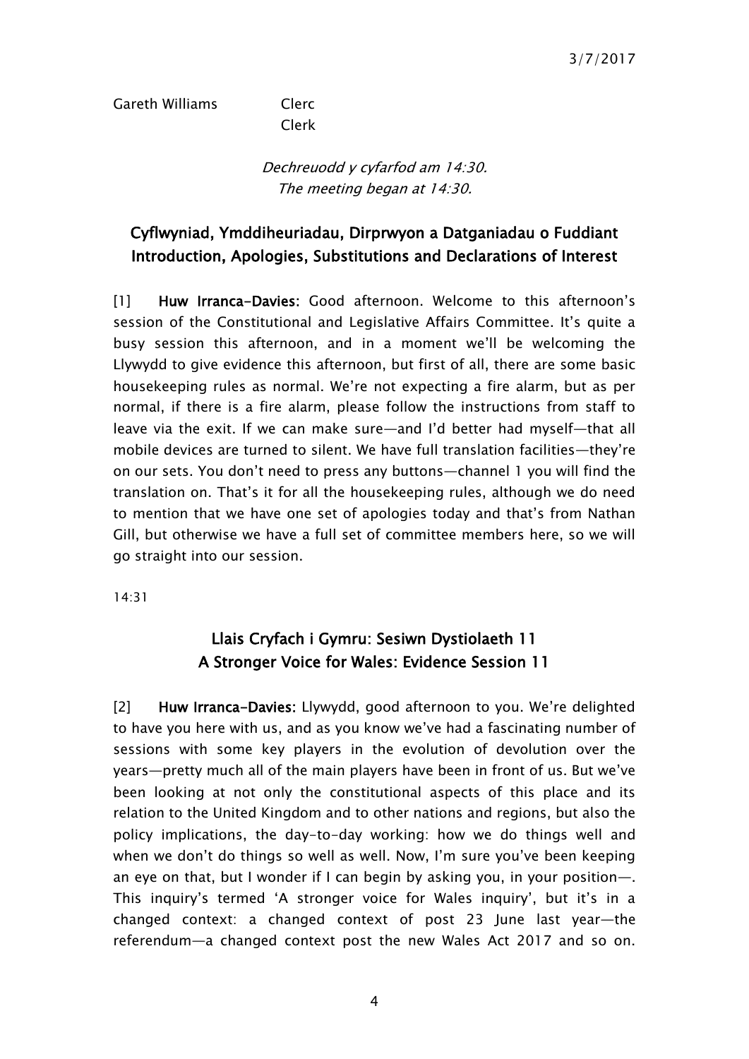Gareth Williams Clerc
Clerk

*Dechreuodd y cyfarfod am 14:30.*
*The meeting began at 14:30.*

## Cyflwyniad, Ymddiheuriadau, Dirprwyon a Datganiadau o Fuddiant
## Introduction, Apologies, Substitutions and Declarations of Interest

[1] **Huw Irranca-Davies:** Good afternoon. Welcome to this afternoon's session of the Constitutional and Legislative Affairs Committee. It's quite a busy session this afternoon, and in a moment we'll be welcoming the Llywydd to give evidence this afternoon, but first of all, there are some basic housekeeping rules as normal. We're not expecting a fire alarm, but as per normal, if there is a fire alarm, please follow the instructions from staff to leave via the exit. If we can make sure—and I'd better had myself—that all mobile devices are turned to silent. We have full translation facilities—they're on our sets. You don't need to press any buttons—channel 1 you will find the translation on. That's it for all the housekeeping rules, although we do need to mention that we have one set of apologies today and that's from Nathan Gill, but otherwise we have a full set of committee members here, so we will go straight into our session.

14:31

## Llais Cryfach i Gymru: Sesiwn Dystiolaeth 11
## A Stronger Voice for Wales: Evidence Session 11

[2] **Huw Irranca-Davies:** Llywydd, good afternoon to you. We're delighted to have you here with us, and as you know we've had a fascinating number of sessions with some key players in the evolution of devolution over the years—pretty much all of the main players have been in front of us. But we've been looking at not only the constitutional aspects of this place and its relation to the United Kingdom and to other nations and regions, but also the policy implications, the day-to-day working: how we do things well and when we don't do things so well as well. Now, I'm sure you've been keeping an eye on that, but I wonder if I can begin by asking you, in your position—. This inquiry's termed 'A stronger voice for Wales inquiry', but it's in a changed context: a changed context of post 23 June last year—the referendum—a changed context post the new Wales Act 2017 and so on.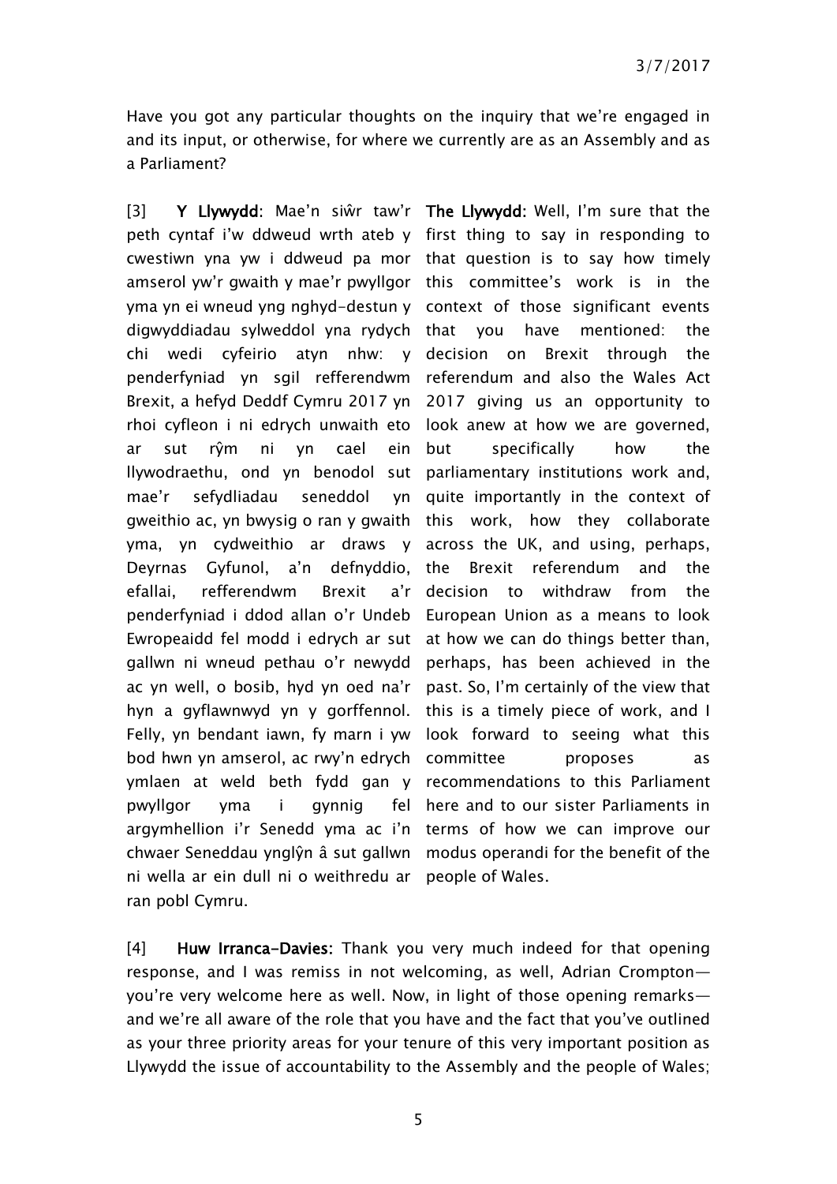Have you got any particular thoughts on the inquiry that we're engaged in and its input, or otherwise, for where we currently are as an Assembly and as a Parliament?

[3] **Y Llywydd:** Mae'n siŵr taw'r peth cyntaf i'w ddweud wrth ateb y cwestiwn yna yw i ddweud pa mor amserol yw'r gwaith y mae'r pwyllgor yma yn ei wneud yng nghyd-destun y digwyddiadau sylweddol yna rydych chi wedi cyfeirio atyn nhw: y penderfyniad yn sgil refferendwm Brexit, a hefyd Deddf Cymru 2017 yn rhoi cyfleon i ni edrych unwaith eto ar sut rŷm ni yn cael ein llywodraethu, ond yn benodol sut mae'r sefydliadau seneddol yn gweithio ac, yn bwysig o ran y gwaith yma, yn cydweithio ar draws y Deyrnas Gyfunol, a'n defnyddio, efallai, refferendwm Brexit a'r penderfyniad i ddod allan o'r Undeb Ewropeaidd fel modd i edrych ar sut gallwn ni wneud pethau o'r newydd ac yn well, o bosib, hyd yn oed na'r hyn a gyflawnwyd yn y gorffennol. Felly, yn bendant iawn, fy marn i yw bod hwn yn amserol, ac rwy'n edrych ymlaen at weld beth fydd gan y pwyllgor yma i gynnig fel argymhellion i'r Senedd yma ac i'n chwaer Seneddau ynglŷn â sut gallwn ni wella ar ein dull ni o weithredu ar ran pobl Cymru.

**The Llywydd:** Well, I'm sure that the first thing to say in responding to that question is to say how timely this committee's work is in the context of those significant events that you have mentioned: the decision on Brexit through the referendum and also the Wales Act 2017 giving us an opportunity to look anew at how we are governed, but specifically how the parliamentary institutions work and, quite importantly in the context of this work, how they collaborate across the UK, and using, perhaps, the Brexit referendum and the decision to withdraw from the European Union as a means to look at how we can do things better than, perhaps, has been achieved in the past. So, I'm certainly of the view that this is a timely piece of work, and I look forward to seeing what this committee proposes as recommendations to this Parliament here and to our sister Parliaments in terms of how we can improve our modus operandi for the benefit of the people of Wales.

[4] **Huw Irranca-Davies:** Thank you very much indeed for that opening response, and I was remiss in not welcoming, as well, Adrian Crompton—you're very welcome here as well. Now, in light of those opening remarks—and we're all aware of the role that you have and the fact that you've outlined as your three priority areas for your tenure of this very important position as Llywydd the issue of accountability to the Assembly and the people of Wales;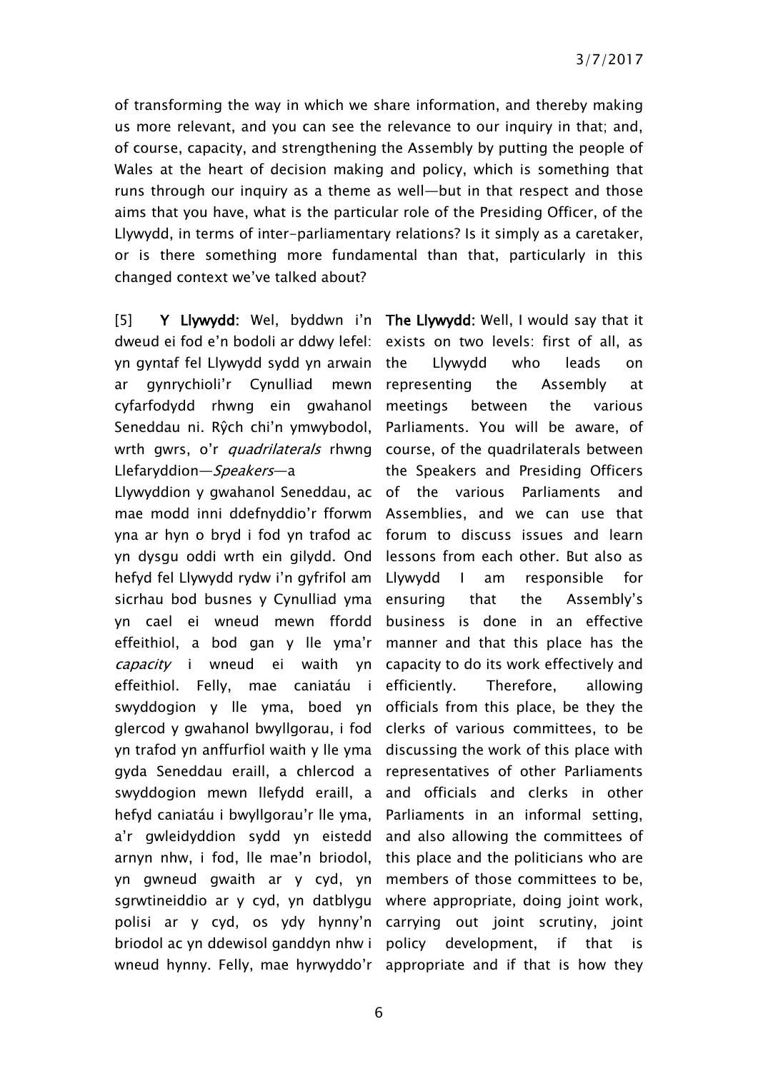of transforming the way in which we share information, and thereby making us more relevant, and you can see the relevance to our inquiry in that; and, of course, capacity, and strengthening the Assembly by putting the people of Wales at the heart of decision making and policy, which is something that runs through our inquiry as a theme as well—but in that respect and those aims that you have, what is the particular role of the Presiding Officer, of the Llywydd, in terms of inter-parliamentary relations? Is it simply as a caretaker, or is there something more fundamental than that, particularly in this changed context we've talked about?

[5] **Y Llywydd:** Wel, byddwn i'n dweud ei fod e'n bodoli ar ddwy lefel: yn gyntaf fel Llywydd sydd yn arwain ar gynrychioli'r Cynulliad mewn cyfarfodydd rhwng ein gwahanol Seneddau ni. Rŷch chi'n ymwybodol, wrth gwrs, o'r *quadrilaterals* rhwng Llefaryddion—*Speakers*—a Llywyddion y gwahanol Seneddau, ac mae modd inni ddefnyddio'r fforwm yna ar hyn o bryd i fod yn trafod ac yn dysgu oddi wrth ein gilydd. Ond hefyd fel Llywydd rydw i'n gyfrifol am sicrhau bod busnes y Cynulliad yma yn cael ei wneud mewn ffordd effeithiol, a bod gan y lle yma'r *capacity* i wneud ei waith yn effeithiol. Felly, mae caniatáu i swyddogion y lle yma, boed yn glercod y gwahanol bwyllgorau, i fod yn trafod yn anffurfiol waith y lle yma gyda Seneddau eraill, a chlercod a swyddogion mewn llefydd eraill, a hefyd caniatáu i bwyllgorau'r lle yma, a'r gwleidyddion sydd yn eistedd arnyn nhw, i fod, lle mae'n briodol, yn gwneud gwaith ar y cyd, yn sgrwtineiddio ar y cyd, yn datblygu polisi ar y cyd, os ydy hynny'n briodol ac yn ddewisol ganddyn nhw i wneud hynny. Felly, mae hyrwyddo'r

**The Llywydd:** Well, I would say that it exists on two levels: first of all, as the Llywydd who leads on representing the Assembly at meetings between the various Parliaments. You will be aware, of course, of the quadrilaterals between the Speakers and Presiding Officers of the various Parliaments and Assemblies, and we can use that forum to discuss issues and learn lessons from each other. But also as Llywydd I am responsible for ensuring that the Assembly's business is done in an effective manner and that this place has the capacity to do its work effectively and efficiently. Therefore, allowing officials from this place, be they the clerks of various committees, to be discussing the work of this place with representatives of other Parliaments and officials and clerks in other Parliaments in an informal setting, and also allowing the committees of this place and the politicians who are members of those committees to be, where appropriate, doing joint work, carrying out joint scrutiny, joint policy development, if that is appropriate and if that is how they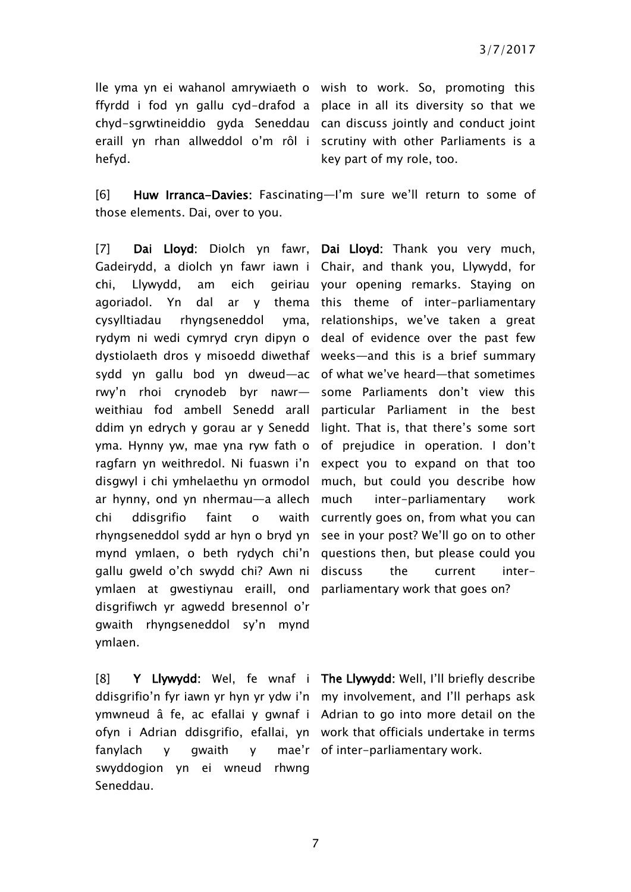lle yma yn ei wahanol amrywiaeth o ffyrdd i fod yn gallu cyd-drafod a chyd-sgrwtineiddio gyda Seneddau eraill yn rhan allweddol o'm rôl i hefyd.

wish to work. So, promoting this place in all its diversity so that we can discuss jointly and conduct joint scrutiny with other Parliaments is a key part of my role, too.

[6] **Huw Irranca-Davies**: Fascinating—I'm sure we'll return to some of those elements. Dai, over to you.

[7] **Dai Lloyd**: Diolch yn fawr, Gadeirydd, a diolch yn fawr iawn i chi, Llywydd, am eich geiriau agoriadol. Yn dal ar y thema cysylltiadau rhyngseneddol yma, rydym ni wedi cymryd cryn dipyn o dystiolaeth dros y misoedd diwethaf sydd yn gallu bod yn dweud—ac rwy'n rhoi crynodeb byr nawr—weithiau fod ambell Senedd arall ddim yn edrych y gorau ar y Senedd yma. Hynny yw, mae yna ryw fath o ragfarn yn weithredol. Ni fuaswn i'n disgwyl i chi ymhelaethu yn ormodol ar hynny, ond yn nhermau—a allech chi ddisgrifio faint o waith rhyngseneddol sydd ar hyn o bryd yn mynd ymlaen, o beth rydych chi'n gallu gweld o'ch swydd chi? Awn ni ymlaen at gwestiynau eraill, ond disgrifiwch yr agwedd bresennol o'r gwaith rhyngseneddol sy'n mynd ymlaen.

**Dai Lloyd**: Thank you very much, Chair, and thank you, Llywydd, for your opening remarks. Staying on this theme of inter-parliamentary relationships, we've taken a great deal of evidence over the past few weeks—and this is a brief summary of what we've heard—that sometimes some Parliaments don't view this particular Parliament in the best light. That is, that there's some sort of prejudice in operation. I don't expect you to expand on that too much, but could you describe how much inter-parliamentary work currently goes on, from what you can see in your post? We'll go on to other questions then, but please could you discuss the current inter-parliamentary work that goes on?

[8] **Y Llywydd**: Wel, fe wnaf i ddisgrifio'n fyr iawn yr hyn yr ydw i'n ymwneud â fe, ac efallai y gwnaf i ofyn i Adrian ddisgrifio, efallai, yn fanylach y gwaith y mae'r swyddogion yn ei wneud rhwng Seneddau.

**The Llywydd**: Well, I'll briefly describe my involvement, and I'll perhaps ask Adrian to go into more detail on the work that officials undertake in terms of inter-parliamentary work.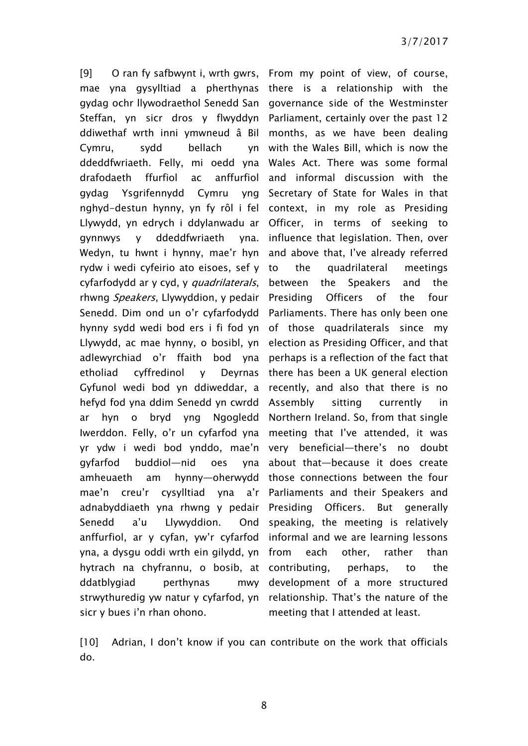[9] O ran fy safbwynt i, wrth gwrs, mae yna gysylltiad a pherthynas gydag ochr llywodraethol Senedd San Steffan, yn sicr dros y flwyddyn ddiwethaf wrth inni ymwneud â Bil Cymru, sydd bellach yn ddeddfwriaeth. Felly, mi oedd yna drafodaeth ffurfiol ac anffurfiol gydag Ysgrifennydd Cymru yng nghyd-destun hynny, yn fy rôl i fel Llywydd, yn edrych i ddylanwadu ar gynnwys y ddeddfwriaeth yna. Wedyn, tu hwnt i hynny, mae'r hyn rydw i wedi cyfeirio ato eisoes, sef y cyfarfodydd ar y cyd, y *quadrilaterals*, rhwng *Speakers*, Llywyddion, y pedair Senedd. Dim ond un o'r cyfarfodydd hynny sydd wedi bod ers i fi fod yn Llywydd, ac mae hynny, o bosibl, yn adlewyrchiad o'r ffaith bod yna etholiad cyffredinol y Deyrnas Gyfunol wedi bod yn ddiweddar, a hefyd fod yna ddim Senedd yn cwrdd ar hyn o bryd yng Ngogledd Iwerddon. Felly, o'r un cyfarfod yna yr ydw i wedi bod ynddo, mae'n gyfarfod buddiol—nid oes yna amheuaeth am hynny—oherwydd mae'n creu'r cysylltiad yna a'r adnabyddiaeth yna rhwng y pedair Senedd a'u Llywyddion. Ond anffurfiol, ar y cyfan, yw'r cyfarfod yna, a dysgu oddi wrth ein gilydd, yn hytrach na chyfrannu, o bosib, at ddatblygiad perthynas mwy strwythuredig yw natur y cyfarfod, yn sicr y bues i'n rhan ohono.

From my point of view, of course, there is a relationship with the governance side of the Westminster Parliament, certainly over the past 12 months, as we have been dealing with the Wales Bill, which is now the Wales Act. There was some formal and informal discussion with the Secretary of State for Wales in that context, in my role as Presiding Officer, in terms of seeking to influence that legislation. Then, over and above that, I've already referred to the quadrilateral meetings between the Speakers and the Presiding Officers of the four Parliaments. There has only been one of those quadrilaterals since my election as Presiding Officer, and that perhaps is a reflection of the fact that there has been a UK general election recently, and also that there is no Assembly sitting currently in Northern Ireland. So, from that single meeting that I've attended, it was very beneficial—there's no doubt about that—because it does create those connections between the four Parliaments and their Speakers and Presiding Officers. But generally speaking, the meeting is relatively informal and we are learning lessons from each other, rather than contributing, perhaps, to the development of a more structured relationship. That's the nature of the meeting that I attended at least.

[10] Adrian, I don't know if you can contribute on the work that officials do.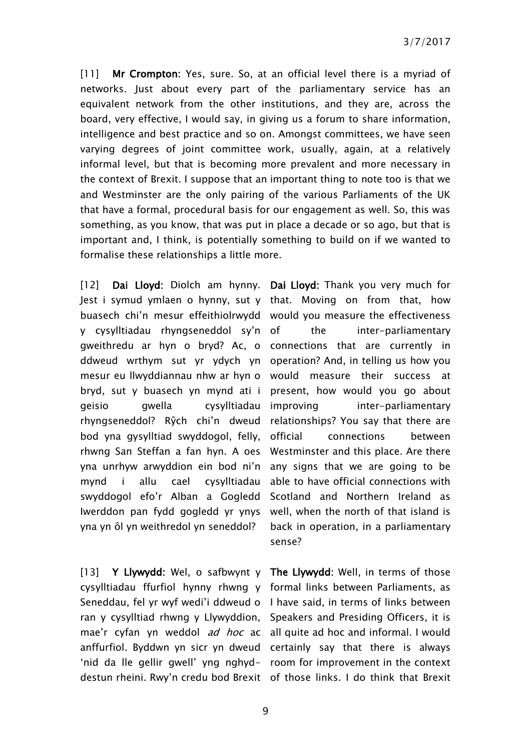[11] **Mr Crompton**: Yes, sure. So, at an official level there is a myriad of networks. Just about every part of the parliamentary service has an equivalent network from the other institutions, and they are, across the board, very effective, I would say, in giving us a forum to share information, intelligence and best practice and so on. Amongst committees, we have seen varying degrees of joint committee work, usually, again, at a relatively informal level, but that is becoming more prevalent and more necessary in the context of Brexit. I suppose that an important thing to note too is that we and Westminster are the only pairing of the various Parliaments of the UK that have a formal, procedural basis for our engagement as well. So, this was something, as you know, that was put in place a decade or so ago, but that is important and, I think, is potentially something to build on if we wanted to formalise these relationships a little more.

[12] **Dai Lloyd**: Diolch am hynny. Jest i symud ymlaen o hynny, sut y buasech chi'n mesur effeithiolrwydd y cysylltiadau rhyngseneddol sy'n gweithredu ar hyn o bryd? Ac, o ddweud wrthym sut yr ydych yn mesur eu llwyddiannau nhw ar hyn o bryd, sut y buasech yn mynd ati i geisio gwella cysylltiadau rhyngseneddol? Rŷch chi'n dweud bod yna gysylltiad swyddogol, felly, rhwng San Steffan a fan hyn. A oes yna unrhyw arwyddion ein bod ni'n mynd i allu cael cysylltiadau swyddogol efo'r Alban a Gogledd Iwerddon pan fydd gogledd yr ynys yna yn ôl yn weithredol yn seneddol?

**Dai Lloyd**: Thank you very much for that. Moving on from that, how would you measure the effectiveness of the inter-parliamentary connections that are currently in operation? And, in telling us how you would measure their success at present, how would you go about improving inter-parliamentary relationships? You say that there are official connections between Westminster and this place. Are there any signs that we are going to be able to have official connections with Scotland and Northern Ireland as well, when the north of that island is back in operation, in a parliamentary sense?

[13] **Y Llywydd**: Wel, o safbwynt y cysylltiadau ffurfiol hynny rhwng y Seneddau, fel yr wyf wedi'i ddweud o ran y cysylltiad rhwng y Llywyddion, mae'r cyfan yn weddol *ad hoc* ac anffurfiol. Byddwn yn sicr yn dweud 'nid da lle gellir gwell' yng nghyd-destun rheini. Rwy'n credu bod Brexit

**The Llywydd**: Well, in terms of those formal links between Parliaments, as I have said, in terms of links between Speakers and Presiding Officers, it is all quite ad hoc and informal. I would certainly say that there is always room for improvement in the context of those links. I do think that Brexit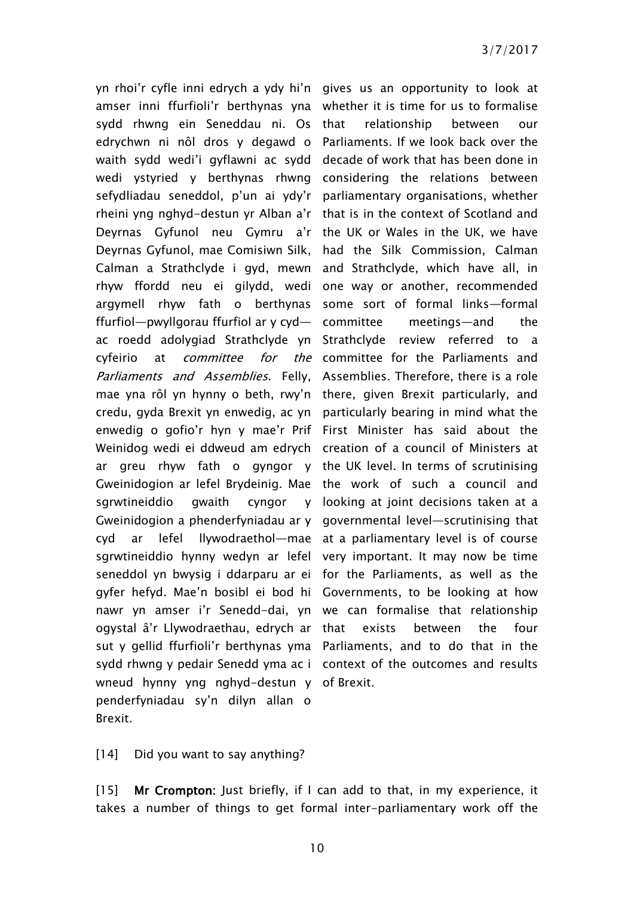yn rhoi'r cyfle inni edrych a ydy hi'n amser inni ffurfioli'r berthynas yna sydd rhwng ein Seneddau ni. Os edrychwn ni nôl dros y degawd o waith sydd wedi'i gyflawni ac sydd wedi ystyried y berthynas rhwng sefydliadau seneddol, p'un ai ydy'r rheini yng nghyd-destun yr Alban a'r Deyrnas Gyfunol neu Gymru a'r Deyrnas Gyfunol, mae Comisiwn Silk, Calman a Strathclyde i gyd, mewn rhyw ffordd neu ei gilydd, wedi argymell rhyw fath o berthynas ffurfiol—pwyllgorau ffurfiol ar y cyd—ac roedd adolygiad Strathclyde yn cyfeirio at *committee for the Parliaments and Assemblies*. Felly, mae yna rôl yn hynny o beth, rwy'n credu, gyda Brexit yn enwedig, ac yn enwedig o gofio'r hyn y mae'r Prif Weinidog wedi ei ddweud am edrych ar greu rhyw fath o gyngor y Gweinidogion ar lefel Brydeinig. Mae sgrwtineiddio gwaith cyngor y Gweinidogion a phenderfyniadau ar y cyd ar lefel llywodraethol—mae sgrwtineiddio hynny wedyn ar lefel seneddol yn bwysig i ddarparu ar ei gyfer hefyd. Mae'n bosibl ei bod hi nawr yn amser i'r Senedd-dai, yn ogystal â'r Llywodraethau, edrych ar sut y gellid ffurfioli'r berthynas yma sydd rhwng y pedair Senedd yma ac i wneud hynny yng nghyd-destun y penderfyniadau sy'n dilyn allan o Brexit.

gives us an opportunity to look at whether it is time for us to formalise that relationship between our Parliaments. If we look back over the decade of work that has been done in considering the relations between parliamentary organisations, whether that is in the context of Scotland and the UK or Wales in the UK, we have had the Silk Commission, Calman and Strathclyde, which have all, in one way or another, recommended some sort of formal links—formal committee meetings—and the Strathclyde review referred to a committee for the Parliaments and Assemblies. Therefore, there is a role there, given Brexit particularly, and particularly bearing in mind what the First Minister has said about the creation of a council of Ministers at the UK level. In terms of scrutinising the work of such a council and looking at joint decisions taken at a governmental level—scrutinising that at a parliamentary level is of course very important. It may now be time for the Parliaments, as well as the Governments, to be looking at how we can formalise that relationship that exists between the four Parliaments, and to do that in the context of the outcomes and results of Brexit.

[14] Did you want to say anything?

[15] **Mr Crompton:** Just briefly, if I can add to that, in my experience, it takes a number of things to get formal inter-parliamentary work off the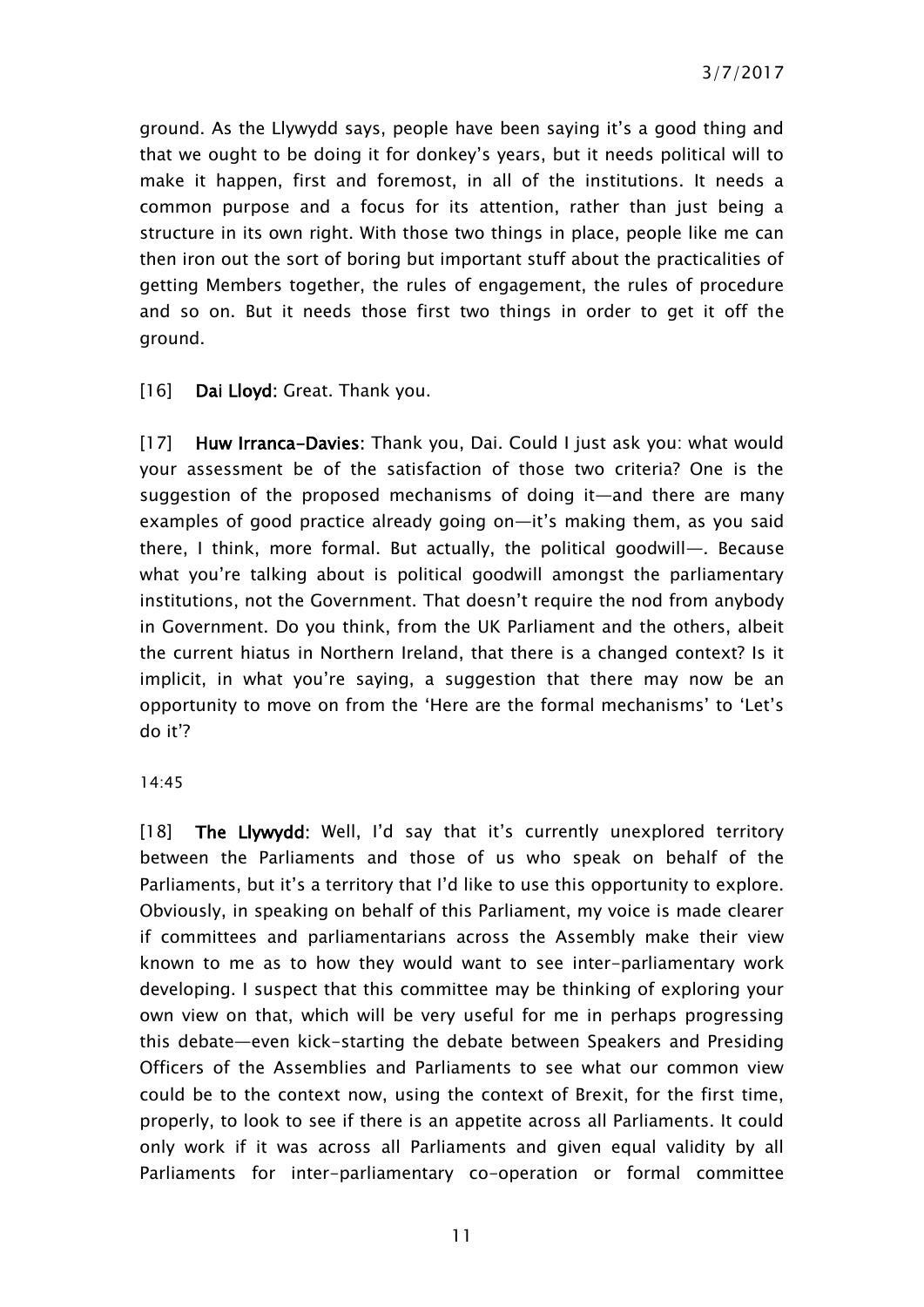ground. As the Llywydd says, people have been saying it's a good thing and that we ought to be doing it for donkey's years, but it needs political will to make it happen, first and foremost, in all of the institutions. It needs a common purpose and a focus for its attention, rather than just being a structure in its own right. With those two things in place, people like me can then iron out the sort of boring but important stuff about the practicalities of getting Members together, the rules of engagement, the rules of procedure and so on. But it needs those first two things in order to get it off the ground.

[16] **Dai Lloyd:** Great. Thank you.

[17] **Huw Irranca-Davies:** Thank you, Dai. Could I just ask you: what would your assessment be of the satisfaction of those two criteria? One is the suggestion of the proposed mechanisms of doing it—and there are many examples of good practice already going on—it's making them, as you said there, I think, more formal. But actually, the political goodwill—. Because what you're talking about is political goodwill amongst the parliamentary institutions, not the Government. That doesn't require the nod from anybody in Government. Do you think, from the UK Parliament and the others, albeit the current hiatus in Northern Ireland, that there is a changed context? Is it implicit, in what you're saying, a suggestion that there may now be an opportunity to move on from the 'Here are the formal mechanisms' to 'Let's do it'?

14:45

[18] **The Llywydd:** Well, I'd say that it's currently unexplored territory between the Parliaments and those of us who speak on behalf of the Parliaments, but it's a territory that I'd like to use this opportunity to explore. Obviously, in speaking on behalf of this Parliament, my voice is made clearer if committees and parliamentarians across the Assembly make their view known to me as to how they would want to see inter-parliamentary work developing. I suspect that this committee may be thinking of exploring your own view on that, which will be very useful for me in perhaps progressing this debate—even kick-starting the debate between Speakers and Presiding Officers of the Assemblies and Parliaments to see what our common view could be to the context now, using the context of Brexit, for the first time, properly, to look to see if there is an appetite across all Parliaments. It could only work if it was across all Parliaments and given equal validity by all Parliaments for inter-parliamentary co-operation or formal committee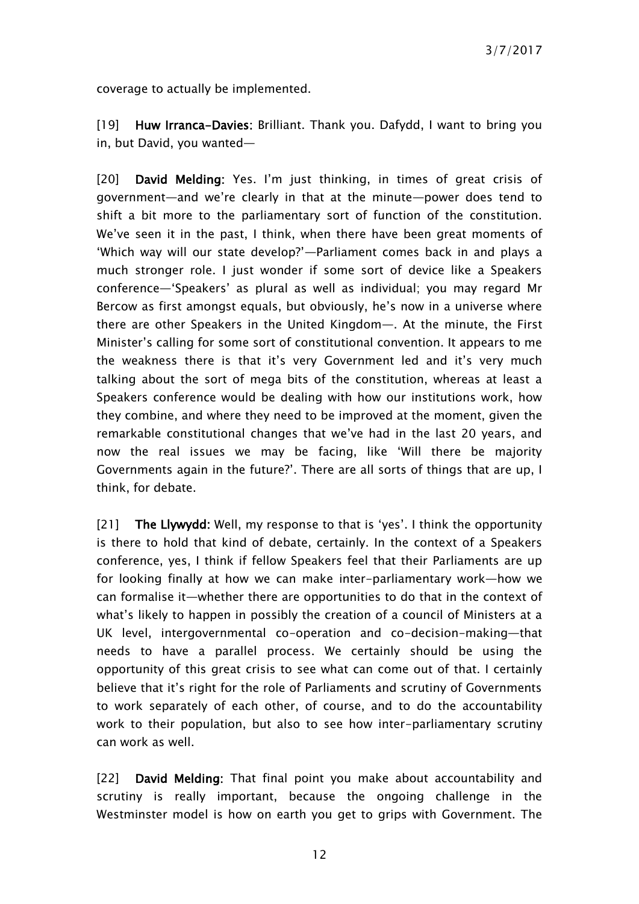coverage to actually be implemented.

[19] **Huw Irranca-Davies:** Brilliant. Thank you. Dafydd, I want to bring you in, but David, you wanted—

[20] **David Melding:** Yes. I'm just thinking, in times of great crisis of government—and we're clearly in that at the minute—power does tend to shift a bit more to the parliamentary sort of function of the constitution. We've seen it in the past, I think, when there have been great moments of 'Which way will our state develop?'—Parliament comes back in and plays a much stronger role. I just wonder if some sort of device like a Speakers conference—'Speakers' as plural as well as individual; you may regard Mr Bercow as first amongst equals, but obviously, he's now in a universe where there are other Speakers in the United Kingdom—. At the minute, the First Minister's calling for some sort of constitutional convention. It appears to me the weakness there is that it's very Government led and it's very much talking about the sort of mega bits of the constitution, whereas at least a Speakers conference would be dealing with how our institutions work, how they combine, and where they need to be improved at the moment, given the remarkable constitutional changes that we've had in the last 20 years, and now the real issues we may be facing, like 'Will there be majority Governments again in the future?'. There are all sorts of things that are up, I think, for debate.

[21] **The Llywydd:** Well, my response to that is 'yes'. I think the opportunity is there to hold that kind of debate, certainly. In the context of a Speakers conference, yes, I think if fellow Speakers feel that their Parliaments are up for looking finally at how we can make inter-parliamentary work—how we can formalise it—whether there are opportunities to do that in the context of what's likely to happen in possibly the creation of a council of Ministers at a UK level, intergovernmental co-operation and co-decision-making—that needs to have a parallel process. We certainly should be using the opportunity of this great crisis to see what can come out of that. I certainly believe that it's right for the role of Parliaments and scrutiny of Governments to work separately of each other, of course, and to do the accountability work to their population, but also to see how inter-parliamentary scrutiny can work as well.

[22] **David Melding:** That final point you make about accountability and scrutiny is really important, because the ongoing challenge in the Westminster model is how on earth you get to grips with Government. The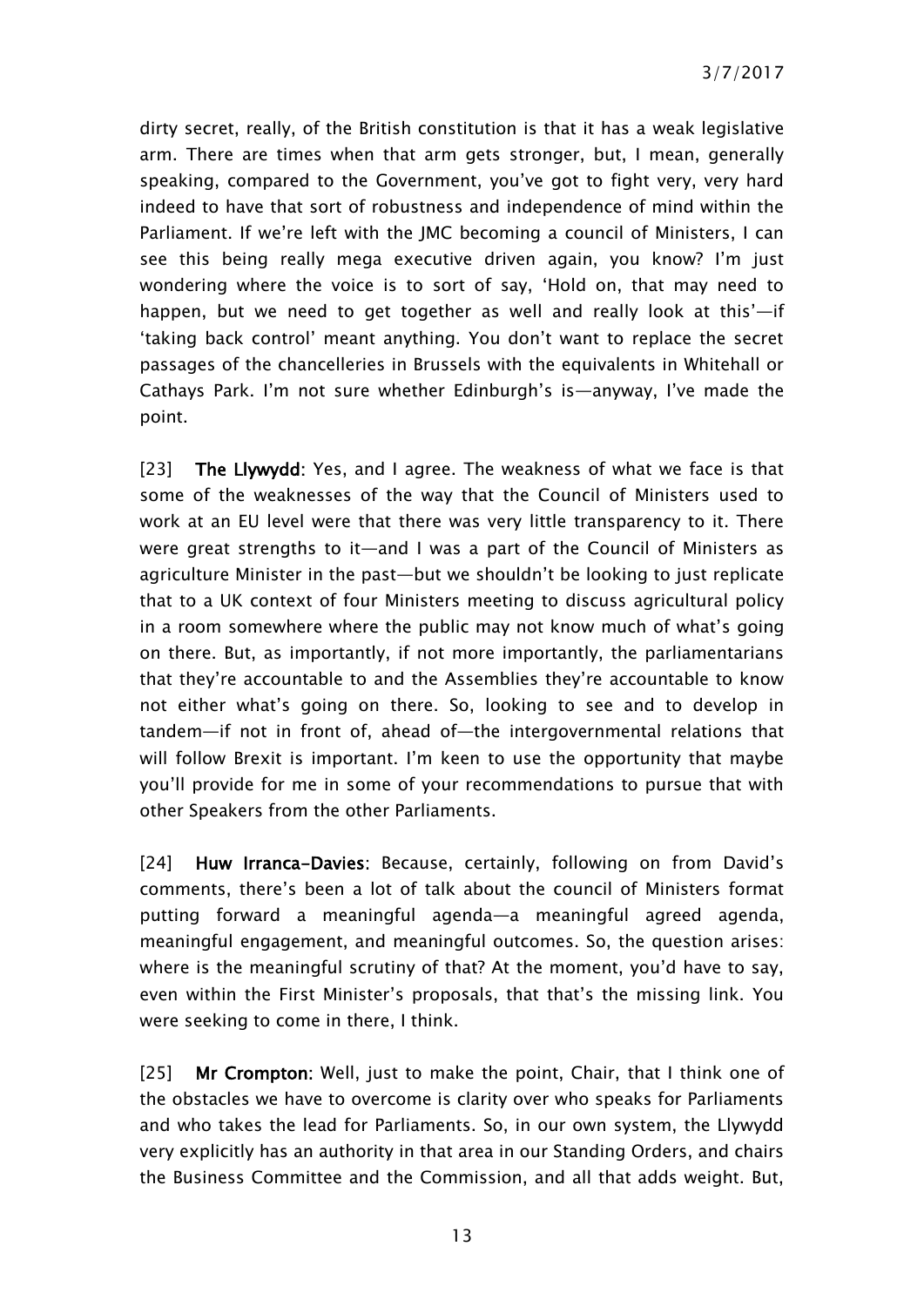dirty secret, really, of the British constitution is that it has a weak legislative arm. There are times when that arm gets stronger, but, I mean, generally speaking, compared to the Government, you've got to fight very, very hard indeed to have that sort of robustness and independence of mind within the Parliament. If we're left with the JMC becoming a council of Ministers, I can see this being really mega executive driven again, you know? I'm just wondering where the voice is to sort of say, 'Hold on, that may need to happen, but we need to get together as well and really look at this'—if 'taking back control' meant anything. You don't want to replace the secret passages of the chancelleries in Brussels with the equivalents in Whitehall or Cathays Park. I'm not sure whether Edinburgh's is—anyway, I've made the point.

[23] **The Llywydd:** Yes, and I agree. The weakness of what we face is that some of the weaknesses of the way that the Council of Ministers used to work at an EU level were that there was very little transparency to it. There were great strengths to it—and I was a part of the Council of Ministers as agriculture Minister in the past—but we shouldn't be looking to just replicate that to a UK context of four Ministers meeting to discuss agricultural policy in a room somewhere where the public may not know much of what's going on there. But, as importantly, if not more importantly, the parliamentarians that they're accountable to and the Assemblies they're accountable to know not either what's going on there. So, looking to see and to develop in tandem—if not in front of, ahead of—the intergovernmental relations that will follow Brexit is important. I'm keen to use the opportunity that maybe you'll provide for me in some of your recommendations to pursue that with other Speakers from the other Parliaments.

[24] **Huw Irranca-Davies:** Because, certainly, following on from David's comments, there's been a lot of talk about the council of Ministers format putting forward a meaningful agenda—a meaningful agreed agenda, meaningful engagement, and meaningful outcomes. So, the question arises: where is the meaningful scrutiny of that? At the moment, you'd have to say, even within the First Minister's proposals, that that's the missing link. You were seeking to come in there, I think.

[25] **Mr Crompton:** Well, just to make the point, Chair, that I think one of the obstacles we have to overcome is clarity over who speaks for Parliaments and who takes the lead for Parliaments. So, in our own system, the Llywydd very explicitly has an authority in that area in our Standing Orders, and chairs the Business Committee and the Commission, and all that adds weight. But,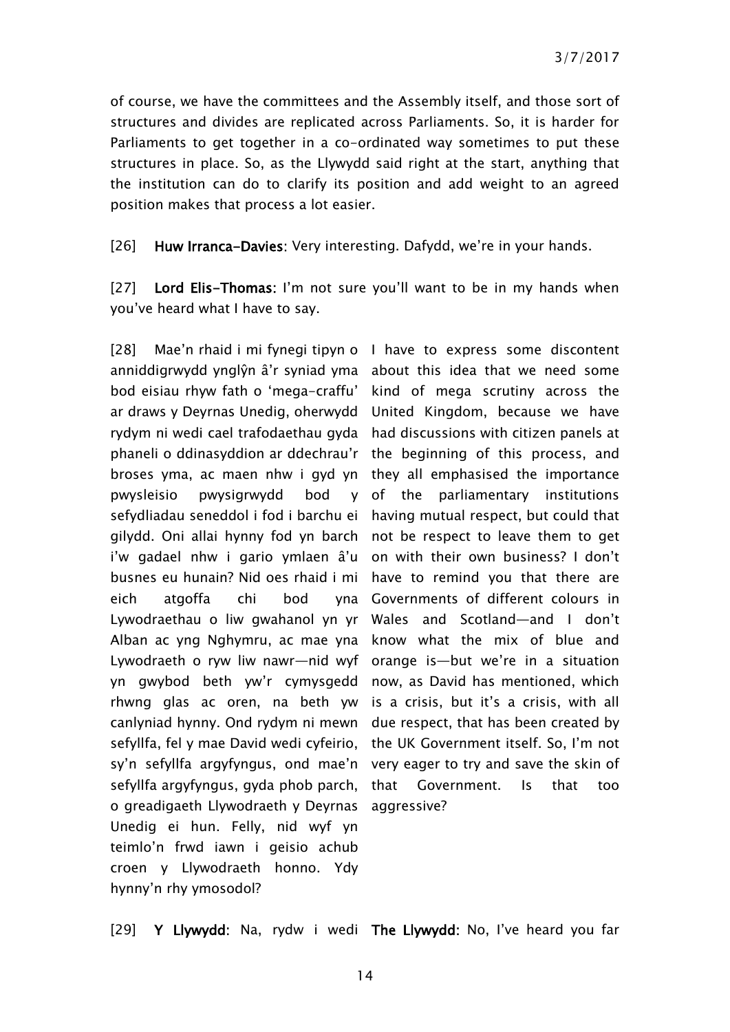of course, we have the committees and the Assembly itself, and those sort of structures and divides are replicated across Parliaments. So, it is harder for Parliaments to get together in a co-ordinated way sometimes to put these structures in place. So, as the Llywydd said right at the start, anything that the institution can do to clarify its position and add weight to an agreed position makes that process a lot easier.

[26] **Huw Irranca-Davies**: Very interesting. Dafydd, we're in your hands.

[27] **Lord Elis-Thomas**: I'm not sure you'll want to be in my hands when you've heard what I have to say.

[28] Mae'n rhaid i mi fynegi tipyn o anniddigrwydd ynglŷn â'r syniad yma bod eisiau rhyw fath o 'mega-craffu' ar draws y Deyrnas Unedig, oherwydd rydym ni wedi cael trafodaethau gyda phaneli o ddinasyddion ar ddechrau'r broses yma, ac maen nhw i gyd yn pwysleisio pwysigrwydd bod y sefydliadau seneddol i fod i barchu ei gilydd. Oni allai hynny fod yn barch i'w gadael nhw i gario ymlaen â'u busnes eu hunain? Nid oes rhaid i mi eich atgoffa chi bod yna Lywodraethau o liw gwahanol yn yr Alban ac yng Nghymru, ac mae yna Lywodraeth o ryw liw nawr—nid wyf yn gwybod beth yw'r cymysgedd rhwng glas ac oren, na beth yw canlyniad hynny. Ond rydym ni mewn sefyllfa, fel y mae David wedi cyfeirio, sy'n sefyllfa argyfyngus, ond mae'n sefyllfa argyfyngus, gyda phob parch, o greadigaeth Llywodraeth y Deyrnas Unedig ei hun. Felly, nid wyf yn teimlo'n frwd iawn i geisio achub croen y Llywodraeth honno. Ydy hynny'n rhy ymosodol?

I have to express some discontent about this idea that we need some kind of mega scrutiny across the United Kingdom, because we have had discussions with citizen panels at the beginning of this process, and they all emphasised the importance of the parliamentary institutions having mutual respect, but could that not be respect to leave them to get on with their own business? I don't have to remind you that there are Governments of different colours in Wales and Scotland—and I don't know what the mix of blue and orange is—but we're in a situation now, as David has mentioned, which is a crisis, but it's a crisis, with all due respect, that has been created by the UK Government itself. So, I'm not very eager to try and save the skin of that Government. Is that too aggressive?

[29] **Y Llywydd**: Na, rydw i wedi

**The Llywydd**: No, I've heard you far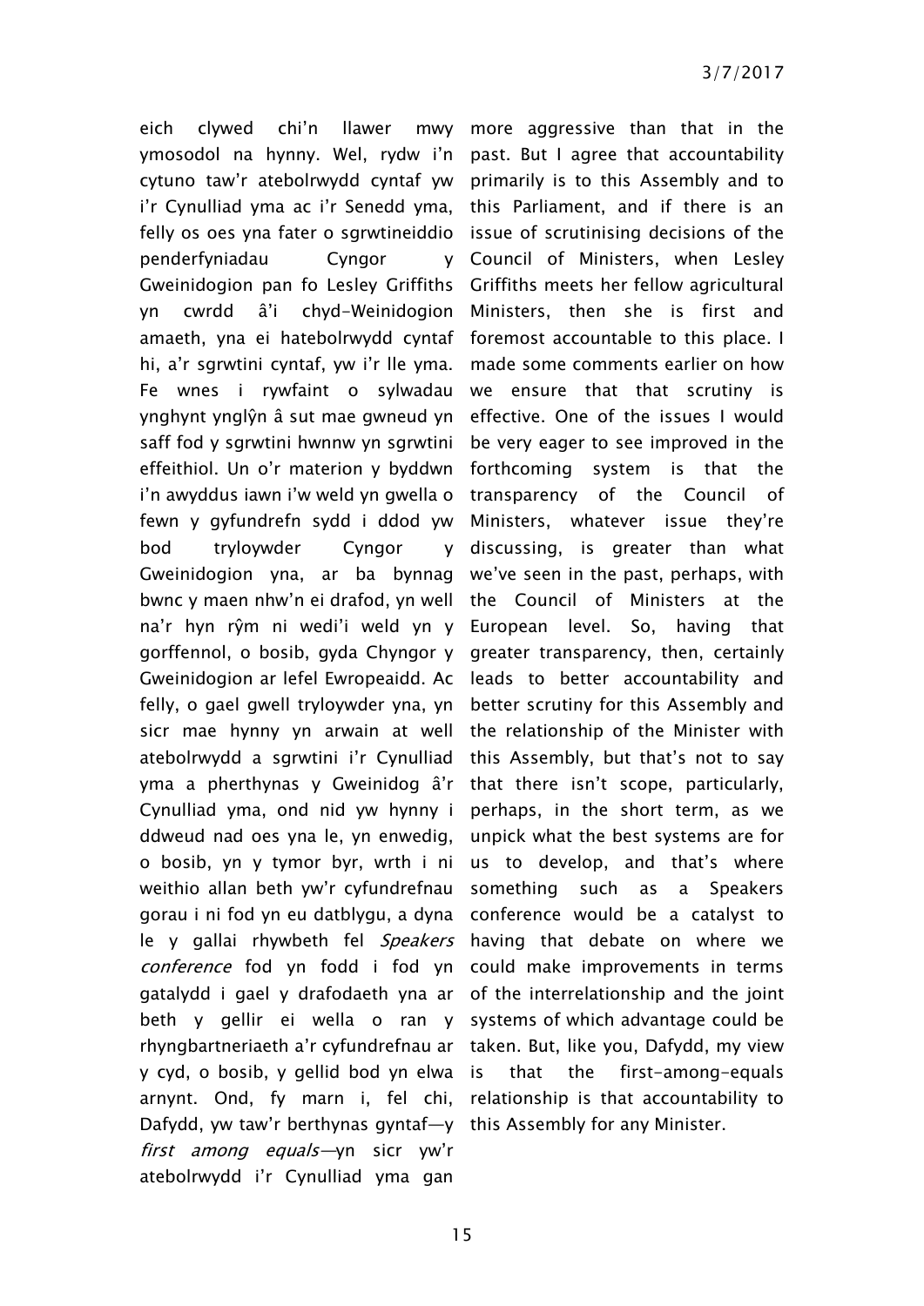eich clywed chi'n llawer mwy ymosodol na hynny. Wel, rydw i'n cytuno taw'r atebolrwydd cyntaf yw i'r Cynulliad yma ac i'r Senedd yma, felly os oes yna fater o sgrwtineiddio penderfyniadau Cyngor y Gweinidogion pan fo Lesley Griffiths yn cwrdd â'i chyd-Weinidogion amaeth, yna ei hatebolrwydd cyntaf hi, a'r sgrwtini cyntaf, yw i'r lle yma. Fe wnes i rywfaint o sylwadau ynghynt ynglŷn â sut mae gwneud yn saff fod y sgrwtini hwnnw yn sgrwtini effeithiol. Un o'r materion y byddwn i'n awyddus iawn i'w weld yn gwella o fewn y gyfundrefn sydd i ddod yw bod tryloywder Cyngor y Gweinidogion yna, ar ba bynnag bwnc y maen nhw'n ei drafod, yn well na'r hyn rŷm ni wedi'i weld yn y gorffennol, o bosib, gyda Chyngor y Gweinidogion ar lefel Ewropeaidd. Ac felly, o gael gwell tryloywder yna, yn sicr mae hynny yn arwain at well atebolrwydd a sgrwtini i'r Cynulliad yma a pherthynas y Gweinidog â'r Cynulliad yma, ond nid yw hynny i ddweud nad oes yna le, yn enwedig, o bosib, yn y tymor byr, wrth i ni weithio allan beth yw'r cyfundrefnau gorau i ni fod yn eu datblygu, a dyna le y gallai rhywbeth fel *Speakers conference* fod yn fodd i fod yn gatalydd i gael y drafodaeth yna ar beth y gellir ei wella o ran y rhyngbartneriaeth a'r cyfundrefnau ar y cyd, o bosib, y gellid bod yn elwa arnynt. Ond, fy marn i, fel chi, Dafydd, yw taw'r berthynas gyntaf—y *first among equals*—yn sicr yw'r atebolrwydd i'r Cynulliad yma gan

more aggressive than that in the past. But I agree that accountability primarily is to this Assembly and to this Parliament, and if there is an issue of scrutinising decisions of the Council of Ministers, when Lesley Griffiths meets her fellow agricultural Ministers, then she is first and foremost accountable to this place. I made some comments earlier on how we ensure that that scrutiny is effective. One of the issues I would be very eager to see improved in the forthcoming system is that the transparency of the Council of Ministers, whatever issue they're discussing, is greater than what we've seen in the past, perhaps, with the Council of Ministers at the European level. So, having that greater transparency, then, certainly leads to better accountability and better scrutiny for this Assembly and the relationship of the Minister with this Assembly, but that's not to say that there isn't scope, particularly, perhaps, in the short term, as we unpick what the best systems are for us to develop, and that's where something such as a Speakers conference would be a catalyst to having that debate on where we could make improvements in terms of the interrelationship and the joint systems of which advantage could be taken. But, like you, Dafydd, my view is that the first-among-equals relationship is that accountability to this Assembly for any Minister.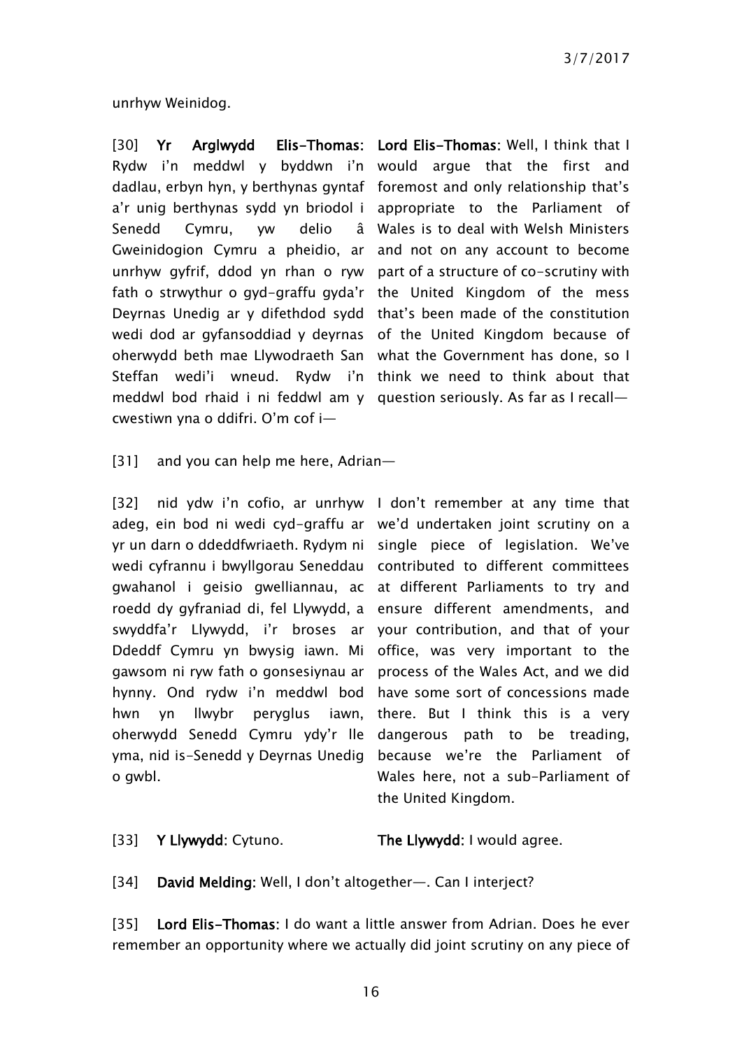unrhyw Weinidog.

| | |
|---|---|
| [30] **Yr Arglwydd Elis-Thomas**: Rydw i'n meddwl y byddwn i'n dadlau, erbyn hyn, y berthynas gyntaf a'r unig berthynas sydd yn briodol i Senedd Cymru, yw delio â Gweinidogion Cymru a pheidio, ar unrhyw gyfrif, ddod yn rhan o ryw fath o strwythur o gyd-graffu gyda'r Deyrnas Unedig ar y difethdod sydd wedi dod ar gyfansoddiad y deyrnas oherwydd beth mae Llywodraeth San Steffan wedi'i wneud. Rydw i'n meddwl bod rhaid i ni feddwl am y cwestiwn yna o ddifri. O'm cof i— | **Lord Elis-Thomas**: Well, I think that I would argue that the first and foremost and only relationship that's appropriate to the Parliament of Wales is to deal with Welsh Ministers and not on any account to become part of a structure of co-scrutiny with the United Kingdom of the mess that's been made of the constitution of the United Kingdom because of what the Government has done, so I think we need to think about that question seriously. As far as I recall— |

[31] and you can help me here, Adrian—

| | |
|---|---|
| [32] nid ydw i'n cofio, ar unrhyw adeg, ein bod ni wedi cyd-graffu ar yr un darn o ddeddfwriaeth. Rydym ni wedi cyfrannu i bwyllgorau Seneddau gwahanol i geisio gwelliannau, ac roedd dy gyfraniad di, fel Llywydd, a swyddfa'r Llywydd, i'r broses ar Ddeddf Cymru yn bwysig iawn. Mi gawsom ni ryw fath o gonsesiynau ar hynny. Ond rydw i'n meddwl bod hwn yn llwybr peryglus iawn, oherwydd Senedd Cymru ydy'r lle yma, nid is-Senedd y Deyrnas Unedig o gwbl. | I don't remember at any time that we'd undertaken joint scrutiny on a single piece of legislation. We've contributed to different committees at different Parliaments to try and ensure different amendments, and your contribution, and that of your office, was very important to the process of the Wales Act, and we did have some sort of concessions made there. But I think this is a very dangerous path to be treading, because we're the Parliament of Wales here, not a sub-Parliament of the United Kingdom. |
| [33] **Y Llywydd**: Cytuno. | **The Llywydd**: I would agree. |

[34] **David Melding**: Well, I don't altogether—. Can I interject?

[35] **Lord Elis-Thomas**: I do want a little answer from Adrian. Does he ever remember an opportunity where we actually did joint scrutiny on any piece of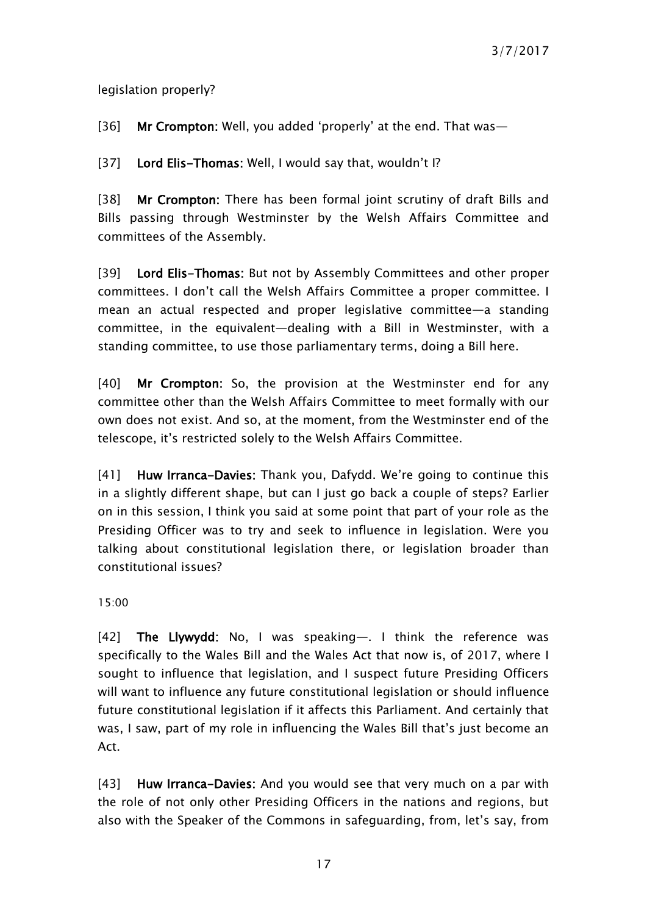legislation properly?

[36] **Mr Crompton:** Well, you added 'properly' at the end. That was—

[37] **Lord Elis-Thomas:** Well, I would say that, wouldn't I?

[38] **Mr Crompton:** There has been formal joint scrutiny of draft Bills and Bills passing through Westminster by the Welsh Affairs Committee and committees of the Assembly.

[39] **Lord Elis-Thomas:** But not by Assembly Committees and other proper committees. I don't call the Welsh Affairs Committee a proper committee. I mean an actual respected and proper legislative committee—a standing committee, in the equivalent—dealing with a Bill in Westminster, with a standing committee, to use those parliamentary terms, doing a Bill here.

[40] **Mr Crompton:** So, the provision at the Westminster end for any committee other than the Welsh Affairs Committee to meet formally with our own does not exist. And so, at the moment, from the Westminster end of the telescope, it's restricted solely to the Welsh Affairs Committee.

[41] **Huw Irranca-Davies:** Thank you, Dafydd. We're going to continue this in a slightly different shape, but can I just go back a couple of steps? Earlier on in this session, I think you said at some point that part of your role as the Presiding Officer was to try and seek to influence in legislation. Were you talking about constitutional legislation there, or legislation broader than constitutional issues?

15:00

[42] **The Llywydd:** No, I was speaking—. I think the reference was specifically to the Wales Bill and the Wales Act that now is, of 2017, where I sought to influence that legislation, and I suspect future Presiding Officers will want to influence any future constitutional legislation or should influence future constitutional legislation if it affects this Parliament. And certainly that was, I saw, part of my role in influencing the Wales Bill that's just become an Act.

[43] **Huw Irranca-Davies:** And you would see that very much on a par with the role of not only other Presiding Officers in the nations and regions, but also with the Speaker of the Commons in safeguarding, from, let's say, from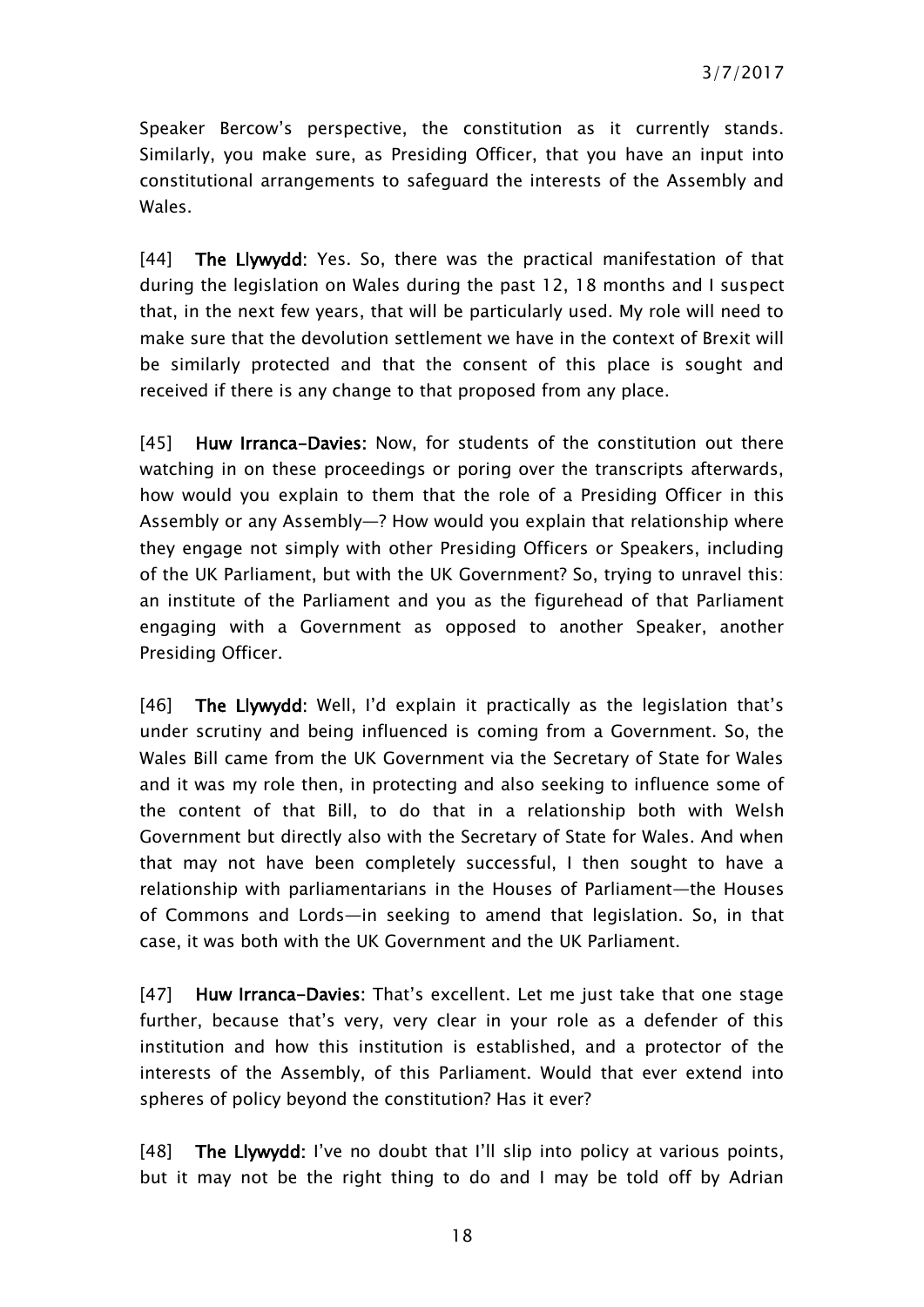Speaker Bercow's perspective, the constitution as it currently stands. Similarly, you make sure, as Presiding Officer, that you have an input into constitutional arrangements to safeguard the interests of the Assembly and Wales.

[44] **The Llywydd:** Yes. So, there was the practical manifestation of that during the legislation on Wales during the past 12, 18 months and I suspect that, in the next few years, that will be particularly used. My role will need to make sure that the devolution settlement we have in the context of Brexit will be similarly protected and that the consent of this place is sought and received if there is any change to that proposed from any place.

[45] **Huw Irranca-Davies:** Now, for students of the constitution out there watching in on these proceedings or poring over the transcripts afterwards, how would you explain to them that the role of a Presiding Officer in this Assembly or any Assembly—? How would you explain that relationship where they engage not simply with other Presiding Officers or Speakers, including of the UK Parliament, but with the UK Government? So, trying to unravel this: an institute of the Parliament and you as the figurehead of that Parliament engaging with a Government as opposed to another Speaker, another Presiding Officer.

[46] **The Llywydd:** Well, I'd explain it practically as the legislation that's under scrutiny and being influenced is coming from a Government. So, the Wales Bill came from the UK Government via the Secretary of State for Wales and it was my role then, in protecting and also seeking to influence some of the content of that Bill, to do that in a relationship both with Welsh Government but directly also with the Secretary of State for Wales. And when that may not have been completely successful, I then sought to have a relationship with parliamentarians in the Houses of Parliament—the Houses of Commons and Lords—in seeking to amend that legislation. So, in that case, it was both with the UK Government and the UK Parliament.

[47] **Huw Irranca-Davies:** That's excellent. Let me just take that one stage further, because that's very, very clear in your role as a defender of this institution and how this institution is established, and a protector of the interests of the Assembly, of this Parliament. Would that ever extend into spheres of policy beyond the constitution? Has it ever?

[48] **The Llywydd:** I've no doubt that I'll slip into policy at various points, but it may not be the right thing to do and I may be told off by Adrian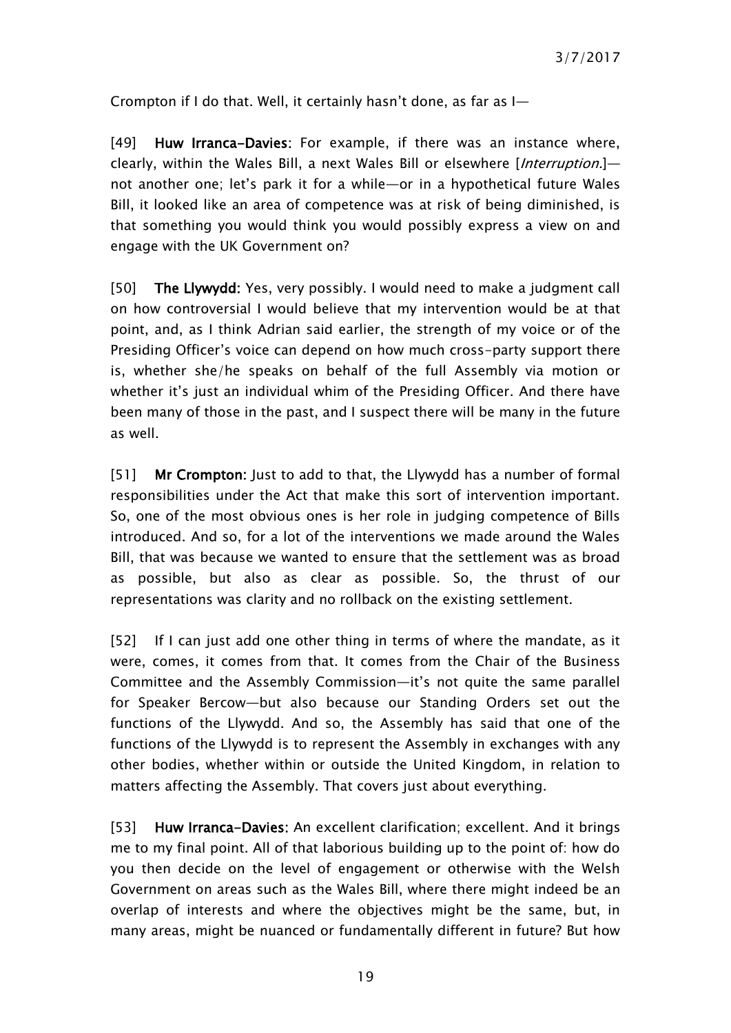Crompton if I do that. Well, it certainly hasn't done, as far as I—

[49] **Huw Irranca-Davies:** For example, if there was an instance where, clearly, within the Wales Bill, a next Wales Bill or elsewhere [*Interruption.*]—not another one; let's park it for a while—or in a hypothetical future Wales Bill, it looked like an area of competence was at risk of being diminished, is that something you would think you would possibly express a view on and engage with the UK Government on?

[50] **The Llywydd:** Yes, very possibly. I would need to make a judgment call on how controversial I would believe that my intervention would be at that point, and, as I think Adrian said earlier, the strength of my voice or of the Presiding Officer's voice can depend on how much cross-party support there is, whether she/he speaks on behalf of the full Assembly via motion or whether it's just an individual whim of the Presiding Officer. And there have been many of those in the past, and I suspect there will be many in the future as well.

[51] **Mr Crompton:** Just to add to that, the Llywydd has a number of formal responsibilities under the Act that make this sort of intervention important. So, one of the most obvious ones is her role in judging competence of Bills introduced. And so, for a lot of the interventions we made around the Wales Bill, that was because we wanted to ensure that the settlement was as broad as possible, but also as clear as possible. So, the thrust of our representations was clarity and no rollback on the existing settlement.

[52] If I can just add one other thing in terms of where the mandate, as it were, comes, it comes from that. It comes from the Chair of the Business Committee and the Assembly Commission—it's not quite the same parallel for Speaker Bercow—but also because our Standing Orders set out the functions of the Llywydd. And so, the Assembly has said that one of the functions of the Llywydd is to represent the Assembly in exchanges with any other bodies, whether within or outside the United Kingdom, in relation to matters affecting the Assembly. That covers just about everything.

[53] **Huw Irranca-Davies:** An excellent clarification; excellent. And it brings me to my final point. All of that laborious building up to the point of: how do you then decide on the level of engagement or otherwise with the Welsh Government on areas such as the Wales Bill, where there might indeed be an overlap of interests and where the objectives might be the same, but, in many areas, might be nuanced or fundamentally different in future? But how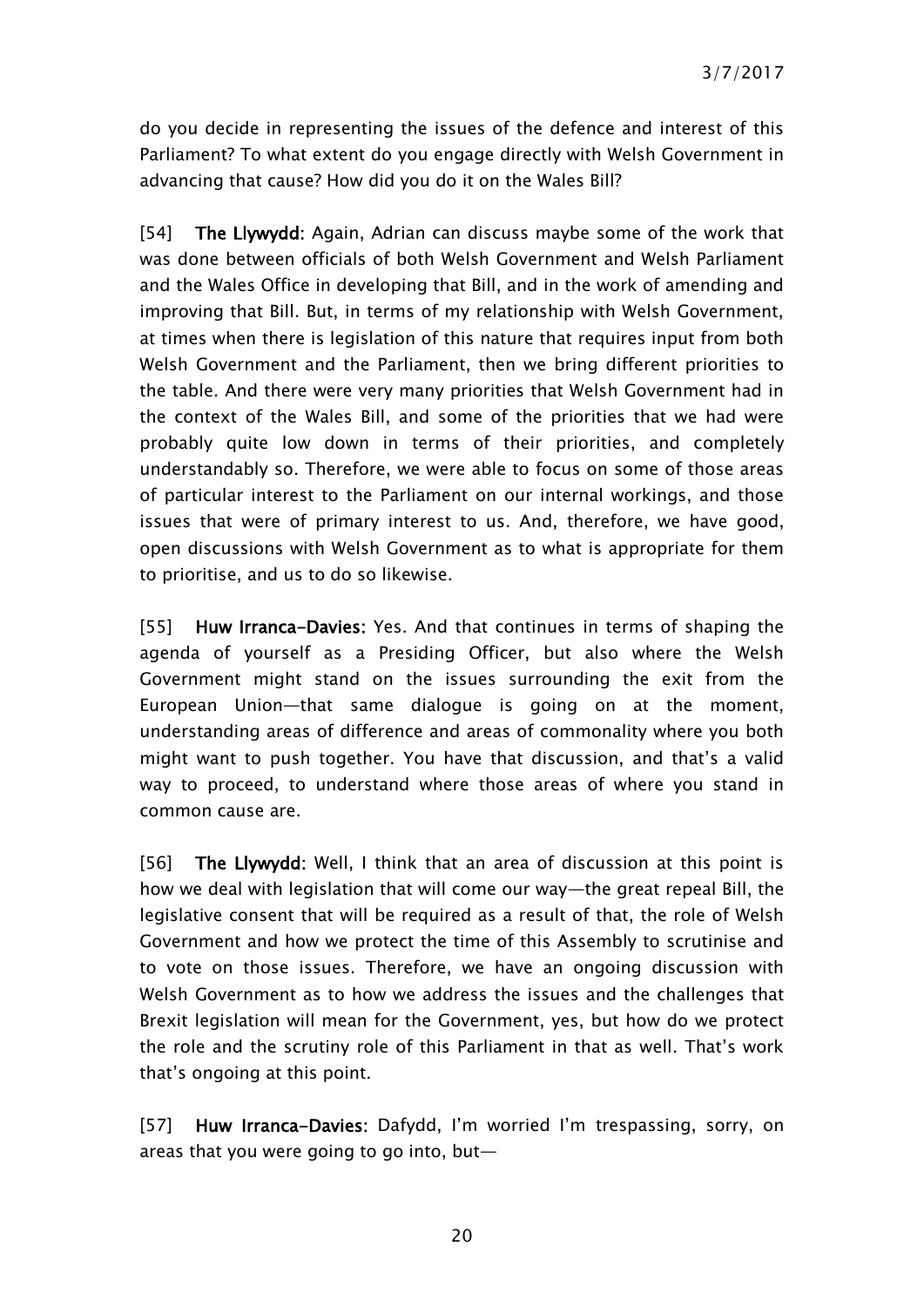do you decide in representing the issues of the defence and interest of this Parliament? To what extent do you engage directly with Welsh Government in advancing that cause? How did you do it on the Wales Bill?

[54] **The Llywydd:** Again, Adrian can discuss maybe some of the work that was done between officials of both Welsh Government and Welsh Parliament and the Wales Office in developing that Bill, and in the work of amending and improving that Bill. But, in terms of my relationship with Welsh Government, at times when there is legislation of this nature that requires input from both Welsh Government and the Parliament, then we bring different priorities to the table. And there were very many priorities that Welsh Government had in the context of the Wales Bill, and some of the priorities that we had were probably quite low down in terms of their priorities, and completely understandably so. Therefore, we were able to focus on some of those areas of particular interest to the Parliament on our internal workings, and those issues that were of primary interest to us. And, therefore, we have good, open discussions with Welsh Government as to what is appropriate for them to prioritise, and us to do so likewise.

[55] **Huw Irranca-Davies:** Yes. And that continues in terms of shaping the agenda of yourself as a Presiding Officer, but also where the Welsh Government might stand on the issues surrounding the exit from the European Union—that same dialogue is going on at the moment, understanding areas of difference and areas of commonality where you both might want to push together. You have that discussion, and that's a valid way to proceed, to understand where those areas of where you stand in common cause are.

[56] **The Llywydd:** Well, I think that an area of discussion at this point is how we deal with legislation that will come our way—the great repeal Bill, the legislative consent that will be required as a result of that, the role of Welsh Government and how we protect the time of this Assembly to scrutinise and to vote on those issues. Therefore, we have an ongoing discussion with Welsh Government as to how we address the issues and the challenges that Brexit legislation will mean for the Government, yes, but how do we protect the role and the scrutiny role of this Parliament in that as well. That's work that's ongoing at this point.

[57] **Huw Irranca-Davies:** Dafydd, I'm worried I'm trespassing, sorry, on areas that you were going to go into, but—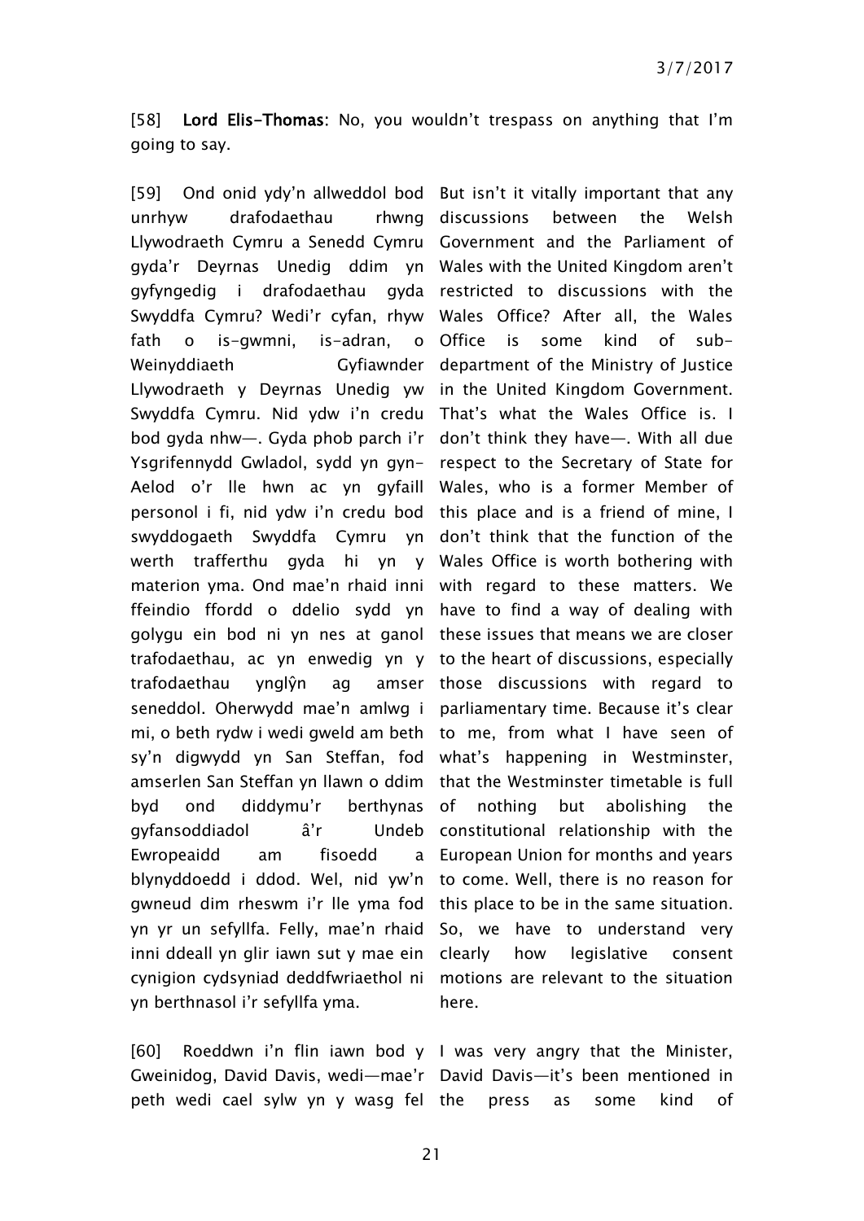[58] **Lord Elis-Thomas**: No, you wouldn't trespass on anything that I'm going to say.

| | |
|---|---|
| [59] Ond onid ydy'n allweddol bod unrhyw drafodaethau rhwng Llywodraeth Cymru a Senedd Cymru gyda'r Deyrnas Unedig ddim yn gyfyngedig i drafodaethau gyda Swyddfa Cymru? Wedi'r cyfan, rhyw fath o is-gwmni, is-adran, o Weinyddiaeth Gyfiawnder Llywodraeth y Deyrnas Unedig yw Swyddfa Cymru. Nid ydw i'n credu bod gyda nhw—. Gyda phob parch i'r Ysgrifennydd Gwladol, sydd yn gyn-Aelod o'r lle hwn ac yn gyfaill personol i fi, nid ydw i'n credu bod swyddogaeth Swyddfa Cymru yn werth trafferthu gyda hi yn y materion yma. Ond mae'n rhaid inni ffeindio ffordd o ddelio sydd yn golygu ein bod ni yn nes at ganol trafodaethau, ac yn enwedig yn y trafodaethau ynglŷn ag amser seneddol. Oherwydd mae'n amlwg i mi, o beth rydw i wedi gweld am beth sy'n digwydd yn San Steffan, fod amserlen San Steffan yn llawn o ddim byd ond diddymu'r berthynas gyfansoddiadol â'r Undeb Ewropeaidd am fisoedd a blynyddoedd i ddod. Wel, nid yw'n gwneud dim rheswm i'r lle yma fod yn yr un sefyllfa. Felly, mae'n rhaid inni ddeall yn glir iawn sut y mae ein cynigion cydsyniad deddfwriaethol ni yn berthnasol i'r sefyllfa yma. | But isn't it vitally important that any discussions between the Welsh Government and the Parliament of Wales with the United Kingdom aren't restricted to discussions with the Wales Office? After all, the Wales Office is some kind of sub-department of the Ministry of Justice in the United Kingdom Government. That's what the Wales Office is. I don't think they have—. With all due respect to the Secretary of State for Wales, who is a former Member of this place and is a friend of mine, I don't think that the function of the Wales Office is worth bothering with with regard to these matters. We have to find a way of dealing with these issues that means we are closer to the heart of discussions, especially those discussions with regard to parliamentary time. Because it's clear to me, from what I have seen of what's happening in Westminster, that the Westminster timetable is full of nothing but abolishing the constitutional relationship with the European Union for months and years to come. Well, there is no reason for this place to be in the same situation. So, we have to understand very clearly how legislative consent motions are relevant to the situation here. |
| [60] Roeddwn i'n flin iawn bod y Gweinidog, David Davis, wedi—mae'r peth wedi cael sylw yn y wasg fel | I was very angry that the Minister, David Davis—it's been mentioned in the press as some kind of |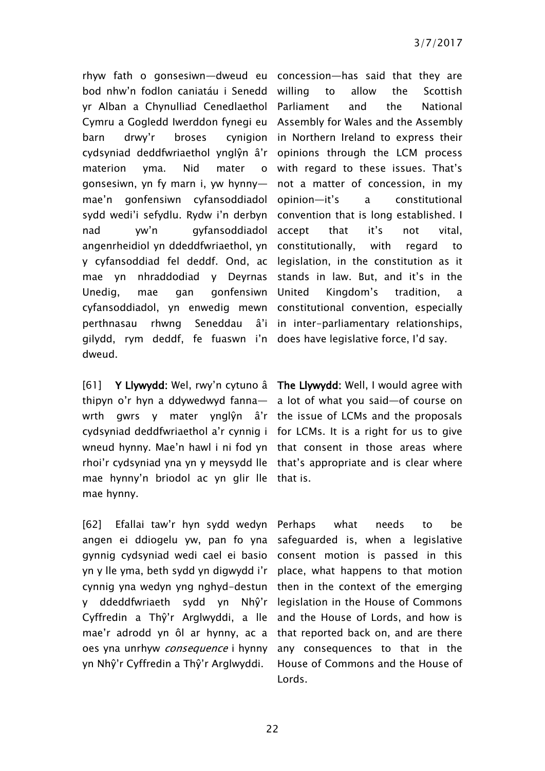rhyw fath o gonsesiwn—dweud eu bod nhw'n fodlon caniatáu i Senedd yr Alban a Chynulliad Cenedlaethol Cymru a Gogledd Iwerddon fynegi eu barn drwy'r broses cynigion cydsyniad deddfwriaethol ynglŷn â'r materion yma. Nid mater o gonsesiwn, yn fy marn i, yw hynny—mae'n gonfensiwn cyfansoddiadol sydd wedi'i sefydlu. Rydw i'n derbyn nad yw'n gyfansoddiadol angenrheidiol yn ddeddfwriaethol, yn y cyfansoddiad fel deddf. Ond, ac mae yn nhraddodiad y Deyrnas Unedig, mae gan gonfensiwn cyfansoddiadol, yn enwedig mewn perthnasau rhwng Seneddau â'i gilydd, rym deddf, fe fuaswn i'n dweud.

concession—has said that they are willing to allow the Scottish Parliament and the National Assembly for Wales and the Assembly in Northern Ireland to express their opinions through the LCM process with regard to these issues. That's not a matter of concession, in my opinion—it's a constitutional convention that is long established. I accept that it's not vital, constitutionally, with regard to legislation, in the constitution as it stands in law. But, and it's in the United Kingdom's tradition, a constitutional convention, especially in inter-parliamentary relationships, does have legislative force, I'd say.

[61] **Y Llywydd:** Wel, rwy'n cytuno â thipyn o'r hyn a ddywedwyd fanna—wrth gwrs y mater ynglŷn â'r cydsyniad deddfwriaethol a'r cynnig i wneud hynny. Mae'n hawl i ni fod yn rhoi'r cydsyniad yna yn y meysydd lle mae hynny'n briodol ac yn glir lle mae hynny.

**The Llywydd:** Well, I would agree with a lot of what you said—of course on the issue of LCMs and the proposals for LCMs. It is a right for us to give that consent in those areas where that's appropriate and is clear where that is.

[62] Efallai taw'r hyn sydd wedyn angen ei ddiogelu yw, pan fo yna gynnig cydsyniad wedi cael ei basio yn y lle yma, beth sydd yn digwydd i'r cynnig yna wedyn yng nghyd-destun y ddeddfwriaeth sydd yn Nhŷ'r Cyffredin a Thŷ'r Arglwyddi, a lle mae'r adrodd yn ôl ar hynny, ac a oes yna unrhyw *consequence* i hynny yn Nhŷ'r Cyffredin a Thŷ'r Arglwyddi.

Perhaps what needs to be safeguarded is, when a legislative consent motion is passed in this place, what happens to that motion then in the context of the emerging legislation in the House of Commons and the House of Lords, and how is that reported back on, and are there any consequences to that in the House of Commons and the House of Lords.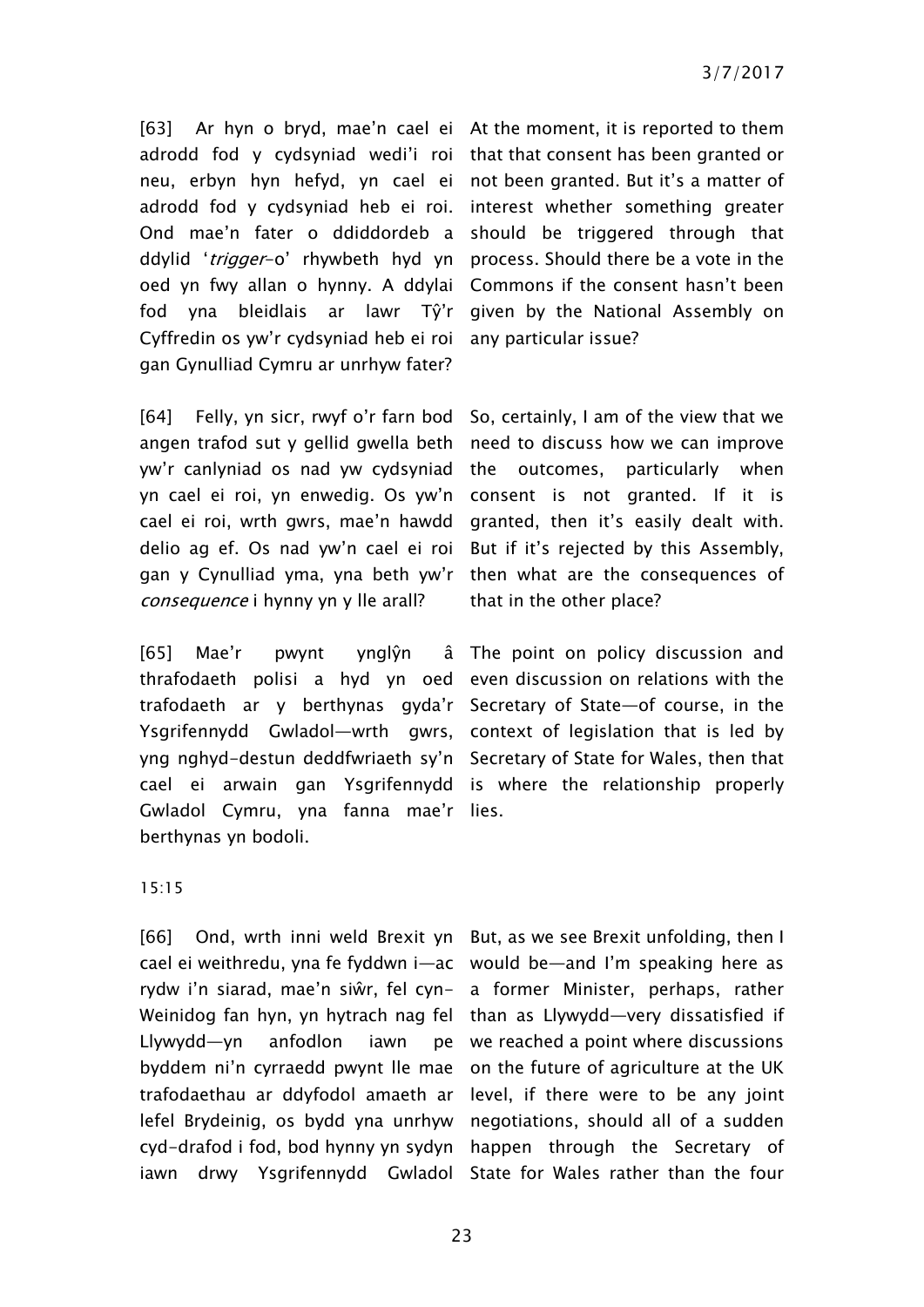[63] Ar hyn o bryd, mae'n cael ei adrodd fod y cydsyniad wedi'i roi neu, erbyn hyn hefyd, yn cael ei adrodd fod y cydsyniad heb ei roi. Ond mae'n fater o ddiddordeb a ddylid '*trigger*-o' rhywbeth hyd yn oed yn fwy allan o hynny. A ddylai fod yna bleidlais ar lawr Tŷ'r Cyffredin os yw'r cydsyniad heb ei roi gan Gynulliad Cymru ar unrhyw fater?

At the moment, it is reported to them that that consent has been granted or not been granted. But it's a matter of interest whether something greater should be triggered through that process. Should there be a vote in the Commons if the consent hasn't been given by the National Assembly on any particular issue?

[64] Felly, yn sicr, rwyf o'r farn bod angen trafod sut y gellid gwella beth yw'r canlyniad os nad yw cydsyniad yn cael ei roi, yn enwedig. Os yw'n cael ei roi, wrth gwrs, mae'n hawdd delio ag ef. Os nad yw'n cael ei roi gan y Cynulliad yma, yna beth yw'r *consequence* i hynny yn y lle arall?

So, certainly, I am of the view that we need to discuss how we can improve the outcomes, particularly when consent is not granted. If it is granted, then it's easily dealt with. But if it's rejected by this Assembly, then what are the consequences of that in the other place?

[65] Mae'r pwynt ynglŷn â thrafodaeth polisi a hyd yn oed trafodaeth ar y berthynas gyda'r Ysgrifennydd Gwladol—wrth gwrs, yng nghyd-destun deddfwriaeth sy'n cael ei arwain gan Ysgrifennydd Gwladol Cymru, yna fanna mae'r berthynas yn bodoli.

The point on policy discussion and even discussion on relations with the Secretary of State—of course, in the context of legislation that is led by Secretary of State for Wales, then that is where the relationship properly lies.

15:15

[66] Ond, wrth inni weld Brexit yn cael ei weithredu, yna fe fyddwn i—ac rydw i'n siarad, mae'n siŵr, fel cyn-Weinidog fan hyn, yn hytrach nag fel Llywydd—yn anfodlon iawn pe byddem ni'n cyrraedd pwynt lle mae trafodaethau ar ddyfodol amaeth ar lefel Brydeinig, os bydd yna unrhyw cyd-drafod i fod, bod hynny yn sydyn iawn drwy Ysgrifennydd Gwladol

But, as we see Brexit unfolding, then I would be—and I'm speaking here as a former Minister, perhaps, rather than as Llywydd—very dissatisfied if we reached a point where discussions on the future of agriculture at the UK level, if there were to be any joint negotiations, should all of a sudden happen through the Secretary of State for Wales rather than the four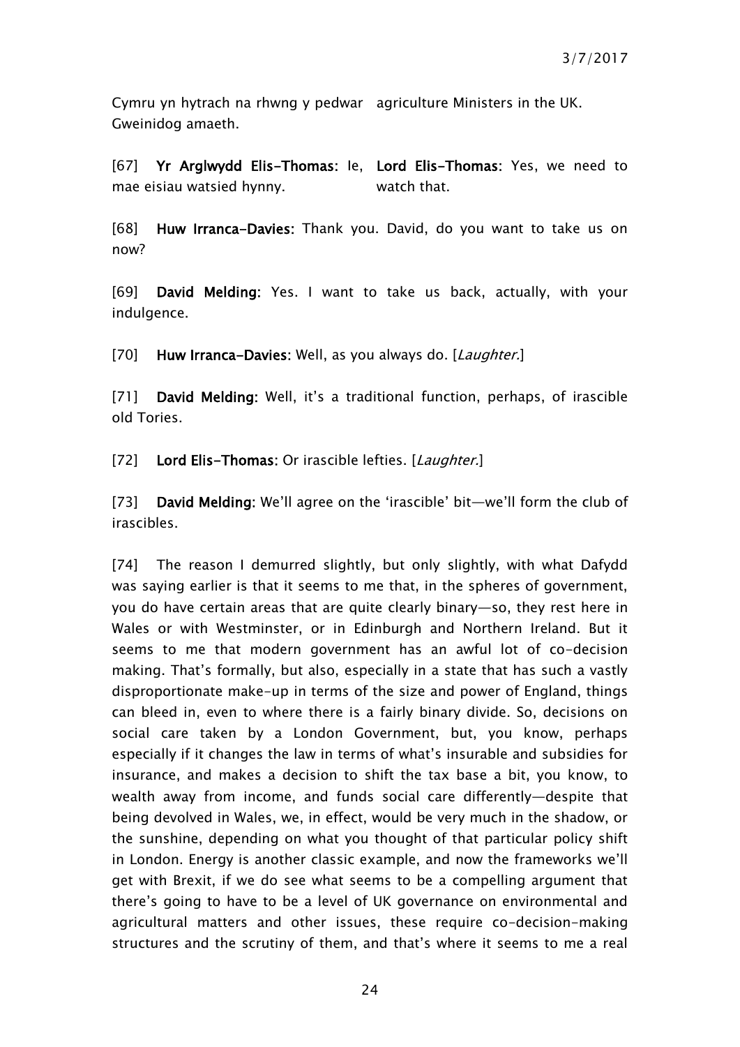| | |
|---|---|
| Cymru yn hytrach na rhwng y pedwar Gweinidog amaeth. | agriculture Ministers in the UK. |
| [67] **Yr Arglwydd Elis-Thomas:** Ie, mae eisiau watsied hynny. | **Lord Elis-Thomas:** Yes, we need to watch that. |

[68] **Huw Irranca-Davies:** Thank you. David, do you want to take us on now?

[69] **David Melding:** Yes. I want to take us back, actually, with your indulgence.

[70] **Huw Irranca-Davies:** Well, as you always do. [*Laughter.*]

[71] **David Melding:** Well, it's a traditional function, perhaps, of irascible old Tories.

[72] **Lord Elis-Thomas:** Or irascible lefties. [*Laughter.*]

[73] **David Melding:** We'll agree on the 'irascible' bit—we'll form the club of irascibles.

[74] The reason I demurred slightly, but only slightly, with what Dafydd was saying earlier is that it seems to me that, in the spheres of government, you do have certain areas that are quite clearly binary—so, they rest here in Wales or with Westminster, or in Edinburgh and Northern Ireland. But it seems to me that modern government has an awful lot of co-decision making. That's formally, but also, especially in a state that has such a vastly disproportionate make-up in terms of the size and power of England, things can bleed in, even to where there is a fairly binary divide. So, decisions on social care taken by a London Government, but, you know, perhaps especially if it changes the law in terms of what's insurable and subsidies for insurance, and makes a decision to shift the tax base a bit, you know, to wealth away from income, and funds social care differently—despite that being devolved in Wales, we, in effect, would be very much in the shadow, or the sunshine, depending on what you thought of that particular policy shift in London. Energy is another classic example, and now the frameworks we'll get with Brexit, if we do see what seems to be a compelling argument that there's going to have to be a level of UK governance on environmental and agricultural matters and other issues, these require co-decision-making structures and the scrutiny of them, and that's where it seems to me a real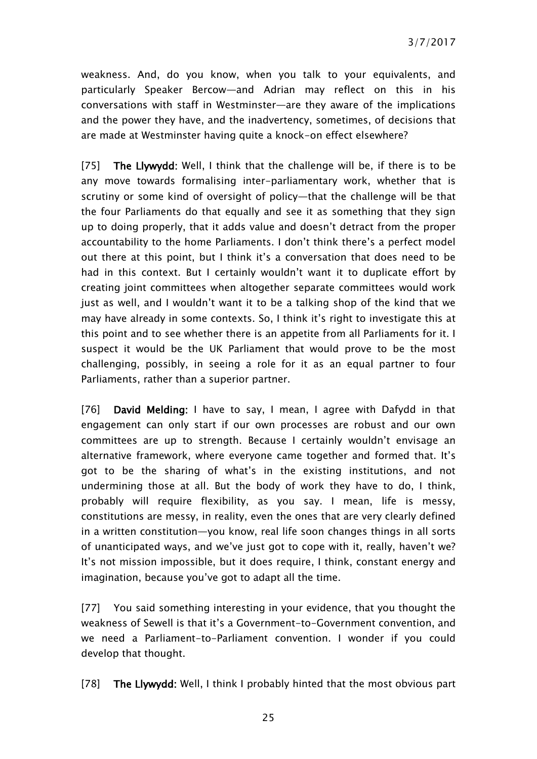weakness. And, do you know, when you talk to your equivalents, and particularly Speaker Bercow—and Adrian may reflect on this in his conversations with staff in Westminster—are they aware of the implications and the power they have, and the inadvertency, sometimes, of decisions that are made at Westminster having quite a knock-on effect elsewhere?

[75] **The Llywydd:** Well, I think that the challenge will be, if there is to be any move towards formalising inter-parliamentary work, whether that is scrutiny or some kind of oversight of policy—that the challenge will be that the four Parliaments do that equally and see it as something that they sign up to doing properly, that it adds value and doesn't detract from the proper accountability to the home Parliaments. I don't think there's a perfect model out there at this point, but I think it's a conversation that does need to be had in this context. But I certainly wouldn't want it to duplicate effort by creating joint committees when altogether separate committees would work just as well, and I wouldn't want it to be a talking shop of the kind that we may have already in some contexts. So, I think it's right to investigate this at this point and to see whether there is an appetite from all Parliaments for it. I suspect it would be the UK Parliament that would prove to be the most challenging, possibly, in seeing a role for it as an equal partner to four Parliaments, rather than a superior partner.

[76] **David Melding:** I have to say, I mean, I agree with Dafydd in that engagement can only start if our own processes are robust and our own committees are up to strength. Because I certainly wouldn't envisage an alternative framework, where everyone came together and formed that. It's got to be the sharing of what's in the existing institutions, and not undermining those at all. But the body of work they have to do, I think, probably will require flexibility, as you say. I mean, life is messy, constitutions are messy, in reality, even the ones that are very clearly defined in a written constitution—you know, real life soon changes things in all sorts of unanticipated ways, and we've just got to cope with it, really, haven't we? It's not mission impossible, but it does require, I think, constant energy and imagination, because you've got to adapt all the time.

[77] You said something interesting in your evidence, that you thought the weakness of Sewell is that it's a Government-to-Government convention, and we need a Parliament-to-Parliament convention. I wonder if you could develop that thought.

[78] **The Llywydd:** Well, I think I probably hinted that the most obvious part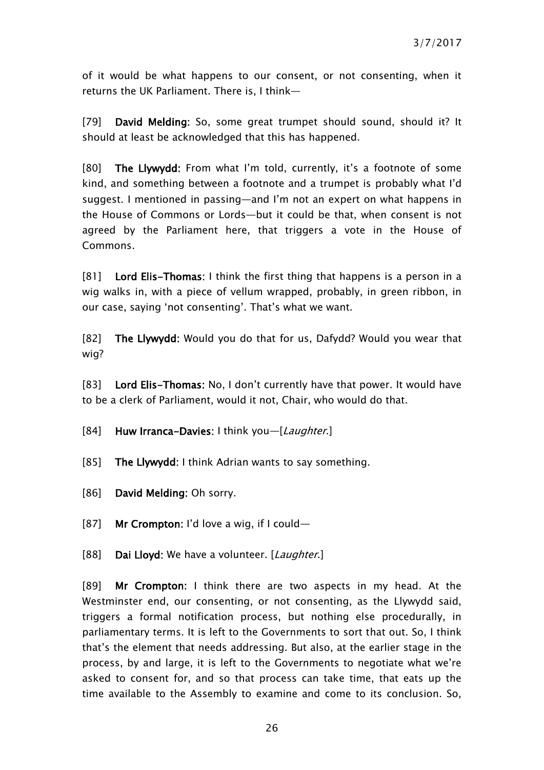of it would be what happens to our consent, or not consenting, when it returns the UK Parliament. There is, I think—

[79] **David Melding:** So, some great trumpet should sound, should it? It should at least be acknowledged that this has happened.

[80] **The Llywydd:** From what I'm told, currently, it's a footnote of some kind, and something between a footnote and a trumpet is probably what I'd suggest. I mentioned in passing—and I'm not an expert on what happens in the House of Commons or Lords—but it could be that, when consent is not agreed by the Parliament here, that triggers a vote in the House of Commons.

[81] **Lord Elis-Thomas:** I think the first thing that happens is a person in a wig walks in, with a piece of vellum wrapped, probably, in green ribbon, in our case, saying 'not consenting'. That's what we want.

[82] **The Llywydd:** Would you do that for us, Dafydd? Would you wear that wig?

[83] **Lord Elis-Thomas:** No, I don't currently have that power. It would have to be a clerk of Parliament, would it not, Chair, who would do that.

[84] **Huw Irranca-Davies:** I think you—[*Laughter.*]

[85] **The Llywydd:** I think Adrian wants to say something.

[86] **David Melding:** Oh sorry.

[87] **Mr Crompton:** I'd love a wig, if I could—

[88] **Dai Lloyd:** We have a volunteer. [*Laughter.*]

[89] **Mr Crompton:** I think there are two aspects in my head. At the Westminster end, our consenting, or not consenting, as the Llywydd said, triggers a formal notification process, but nothing else procedurally, in parliamentary terms. It is left to the Governments to sort that out. So, I think that's the element that needs addressing. But also, at the earlier stage in the process, by and large, it is left to the Governments to negotiate what we're asked to consent for, and so that process can take time, that eats up the time available to the Assembly to examine and come to its conclusion. So,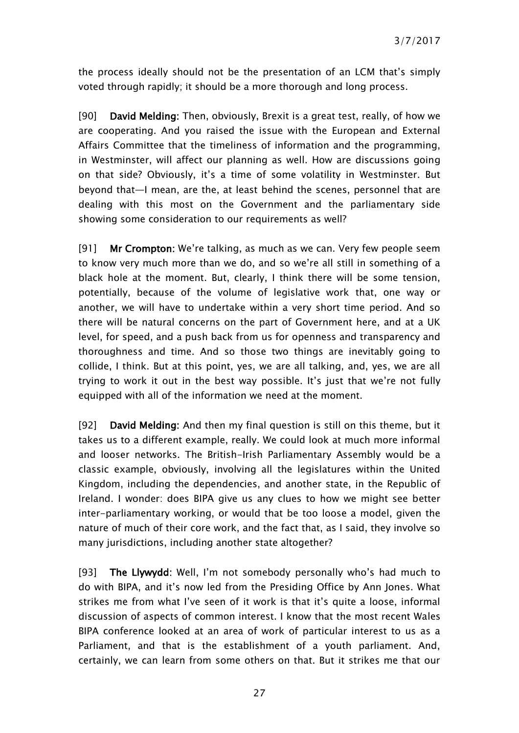the process ideally should not be the presentation of an LCM that's simply voted through rapidly; it should be a more thorough and long process.

[90] **David Melding:** Then, obviously, Brexit is a great test, really, of how we are cooperating. And you raised the issue with the European and External Affairs Committee that the timeliness of information and the programming, in Westminster, will affect our planning as well. How are discussions going on that side? Obviously, it's a time of some volatility in Westminster. But beyond that—I mean, are the, at least behind the scenes, personnel that are dealing with this most on the Government and the parliamentary side showing some consideration to our requirements as well?

[91] **Mr Crompton:** We're talking, as much as we can. Very few people seem to know very much more than we do, and so we're all still in something of a black hole at the moment. But, clearly, I think there will be some tension, potentially, because of the volume of legislative work that, one way or another, we will have to undertake within a very short time period. And so there will be natural concerns on the part of Government here, and at a UK level, for speed, and a push back from us for openness and transparency and thoroughness and time. And so those two things are inevitably going to collide, I think. But at this point, yes, we are all talking, and, yes, we are all trying to work it out in the best way possible. It's just that we're not fully equipped with all of the information we need at the moment.

[92] **David Melding:** And then my final question is still on this theme, but it takes us to a different example, really. We could look at much more informal and looser networks. The British-Irish Parliamentary Assembly would be a classic example, obviously, involving all the legislatures within the United Kingdom, including the dependencies, and another state, in the Republic of Ireland. I wonder: does BIPA give us any clues to how we might see better inter-parliamentary working, or would that be too loose a model, given the nature of much of their core work, and the fact that, as I said, they involve so many jurisdictions, including another state altogether?

[93] **The Llywydd:** Well, I'm not somebody personally who's had much to do with BIPA, and it's now led from the Presiding Office by Ann Jones. What strikes me from what I've seen of it work is that it's quite a loose, informal discussion of aspects of common interest. I know that the most recent Wales BIPA conference looked at an area of work of particular interest to us as a Parliament, and that is the establishment of a youth parliament. And, certainly, we can learn from some others on that. But it strikes me that our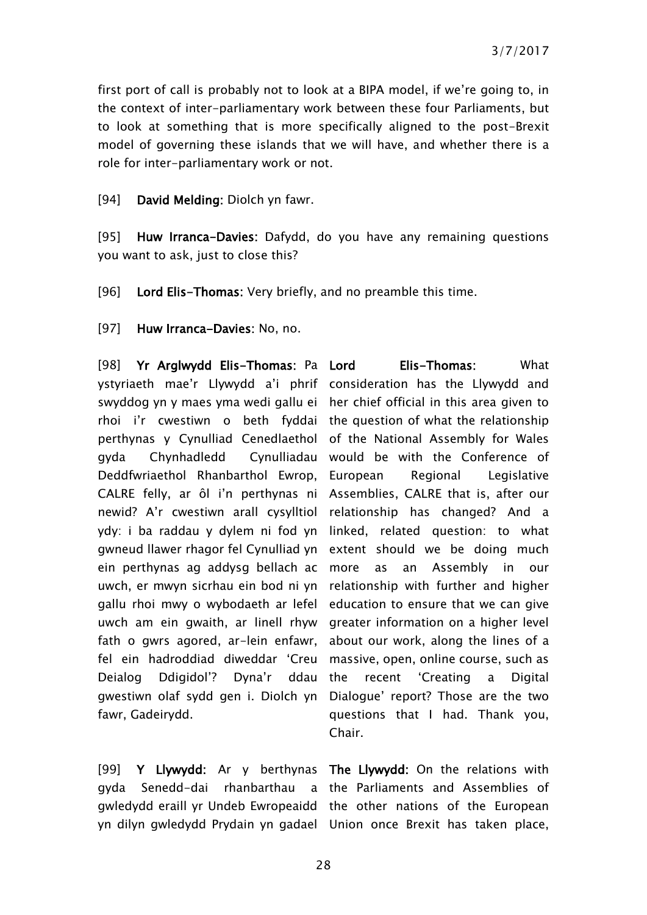first port of call is probably not to look at a BIPA model, if we're going to, in the context of inter-parliamentary work between these four Parliaments, but to look at something that is more specifically aligned to the post-Brexit model of governing these islands that we will have, and whether there is a role for inter-parliamentary work or not.

[94] **David Melding:** Diolch yn fawr.

[95] **Huw Irranca-Davies:** Dafydd, do you have any remaining questions you want to ask, just to close this?

[96] **Lord Elis-Thomas:** Very briefly, and no preamble this time.

[97] **Huw Irranca-Davies:** No, no.

| | |
|---|---|
| [98] **Yr Arglwydd Elis-Thomas:** Pa ystyriaeth mae'r Llywydd a'i phrif swyddog yn y maes yma wedi gallu ei rhoi i'r cwestiwn o beth fyddai perthynas y Cynulliad Cenedlaethol gyda Chynhadledd Cynulliadau Deddfwriaethol Rhanbarthol Ewrop, CALRE felly, ar ôl i'n perthynas ni newid? A'r cwestiwn arall cysylltiol ydy: i ba raddau y dylem ni fod yn gwneud llawer rhagor fel Cynulliad yn ein perthynas ag addysg bellach ac uwch, er mwyn sicrhau ein bod ni yn gallu rhoi mwy o wybodaeth ar lefel uwch am ein gwaith, ar linell rhyw fath o gwrs agored, ar-lein enfawr, fel ein hadroddiad diweddar 'Creu Deialog Ddigidol'? Dyna'r ddau gwestiwn olaf sydd gen i. Diolch yn fawr, Gadeirydd. | **Lord Elis-Thomas:** What consideration has the Llywydd and her chief official in this area given to the question of what the relationship of the National Assembly for Wales would be with the Conference of European Regional Legislative Assemblies, CALRE that is, after our relationship has changed? And a linked, related question: to what extent should we be doing much more as an Assembly in our relationship with further and higher education to ensure that we can give greater information on a higher level about our work, along the lines of a massive, open, online course, such as the recent 'Creating a Digital Dialogue' report? Those are the two questions that I had. Thank you, Chair. |
| [99] **Y Llywydd:** Ar y berthynas gyda Senedd-dai rhanbarthau a gwledydd eraill yr Undeb Ewropeaidd yn dilyn gwledydd Prydain yn gadael | **The Llywydd:** On the relations with the Parliaments and Assemblies of the other nations of the European Union once Brexit has taken place, |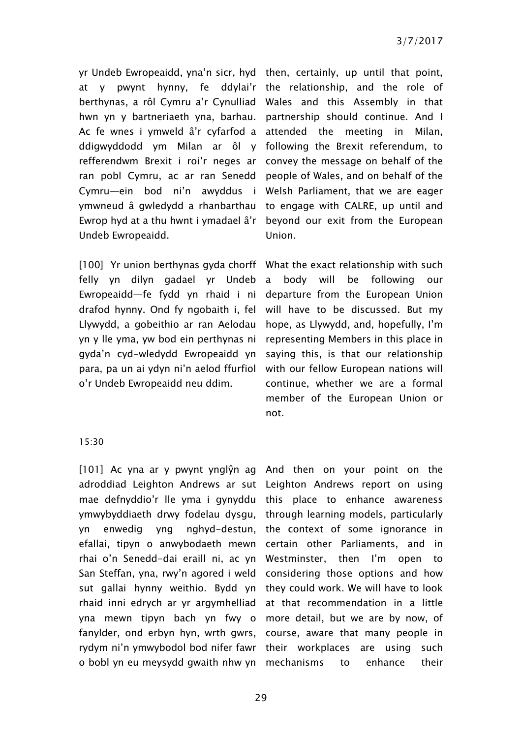yr Undeb Ewropeaidd, yna'n sicr, hyd at y pwynt hynny, fe ddylai'r berthynas, a rôl Cymru a'r Cynulliad hwn yn y bartneriaeth yna, barhau. Ac fe wnes i ymweld â'r cyfarfod a ddigwyddodd ym Milan ar ôl y refferendwm Brexit i roi'r neges ar ran pobl Cymru, ac ar ran Senedd Cymru—ein bod ni'n awyddus i ymwneud â gwledydd a rhanbarthau Ewrop hyd at a thu hwnt i ymadael â'r Undeb Ewropeaidd.

then, certainly, up until that point, the relationship, and the role of Wales and this Assembly in that partnership should continue. And I attended the meeting in Milan, following the Brexit referendum, to convey the message on behalf of the people of Wales, and on behalf of the Welsh Parliament, that we are eager to engage with CALRE, up until and beyond our exit from the European Union.

[100] Yr union berthynas gyda chorff felly yn dilyn gadael yr Undeb Ewropeaidd—fe fydd yn rhaid i ni drafod hynny. Ond fy ngobaith i, fel Llywydd, a gobeithio ar ran Aelodau yn y lle yma, yw bod ein perthynas ni gyda'n cyd-wledydd Ewropeaidd yn para, pa un ai ydyn ni'n aelod ffurfiol o'r Undeb Ewropeaidd neu ddim.

What the exact relationship with such a body will be following our departure from the European Union will have to be discussed. But my hope, as Llywydd, and, hopefully, I'm representing Members in this place in saying this, is that our relationship with our fellow European nations will continue, whether we are a formal member of the European Union or not.

15:30

[101] Ac yna ar y pwynt ynglŷn ag adroddiad Leighton Andrews ar sut mae defnyddio'r lle yma i gynyddu ymwybyddiaeth drwy fodelau dysgu, yn enwedig yng nghyd-destun, efallai, tipyn o anwybodaeth mewn rhai o'n Senedd-dai eraill ni, ac yn San Steffan, yna, rwy'n agored i weld sut gallai hynny weithio. Bydd yn rhaid inni edrych ar yr argymhelliad yna mewn tipyn bach yn fwy o fanylder, ond erbyn hyn, wrth gwrs, rydym ni'n ymwybodol bod nifer fawr o bobl yn eu meysydd gwaith nhw yn

And then on your point on the Leighton Andrews report on using this place to enhance awareness through learning models, particularly the context of some ignorance in certain other Parliaments, and in Westminster, then I'm open to considering those options and how they could work. We will have to look at that recommendation in a little more detail, but we are by now, of course, aware that many people in their workplaces are using such mechanisms to enhance their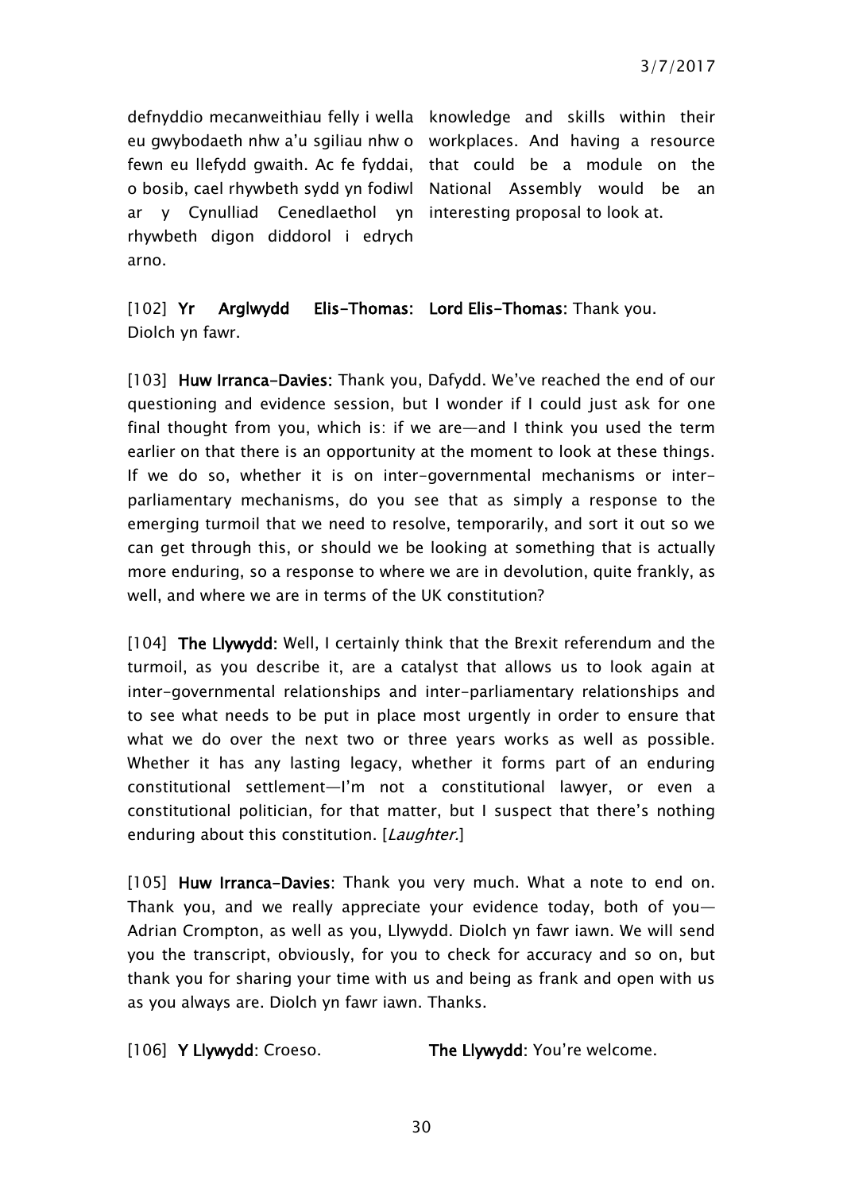| | |
|---|---|
| defnyddio mecanweithiau felly i wella eu gwybodaeth nhw a'u sgiliau nhw o fewn eu llefydd gwaith. Ac fe fyddai, o bosib, cael rhywbeth sydd yn fodiwl ar y Cynulliad Cenedlaethol yn rhywbeth digon diddorol i edrych arno. | knowledge and skills within their workplaces. And having a resource that could be a module on the National Assembly would be an interesting proposal to look at. |
| [102] **Yr Arglwydd Elis-Thomas:** Diolch yn fawr. | **Lord Elis-Thomas**: Thank you. |

[103] **Huw Irranca-Davies:** Thank you, Dafydd. We've reached the end of our questioning and evidence session, but I wonder if I could just ask for one final thought from you, which is: if we are—and I think you used the term earlier on that there is an opportunity at the moment to look at these things. If we do so, whether it is on inter-governmental mechanisms or inter-parliamentary mechanisms, do you see that as simply a response to the emerging turmoil that we need to resolve, temporarily, and sort it out so we can get through this, or should we be looking at something that is actually more enduring, so a response to where we are in devolution, quite frankly, as well, and where we are in terms of the UK constitution?

[104] **The Llywydd:** Well, I certainly think that the Brexit referendum and the turmoil, as you describe it, are a catalyst that allows us to look again at inter-governmental relationships and inter-parliamentary relationships and to see what needs to be put in place most urgently in order to ensure that what we do over the next two or three years works as well as possible. Whether it has any lasting legacy, whether it forms part of an enduring constitutional settlement—I'm not a constitutional lawyer, or even a constitutional politician, for that matter, but I suspect that there's nothing enduring about this constitution. [*Laughter.*]

[105] **Huw Irranca-Davies**: Thank you very much. What a note to end on. Thank you, and we really appreciate your evidence today, both of you—Adrian Crompton, as well as you, Llywydd. Diolch yn fawr iawn. We will send you the transcript, obviously, for you to check for accuracy and so on, but thank you for sharing your time with us and being as frank and open with us as you always are. Diolch yn fawr iawn. Thanks.

| | |
|---|---|
| [106] **Y Llywydd**: Croeso. | **The Llywydd**: You're welcome. |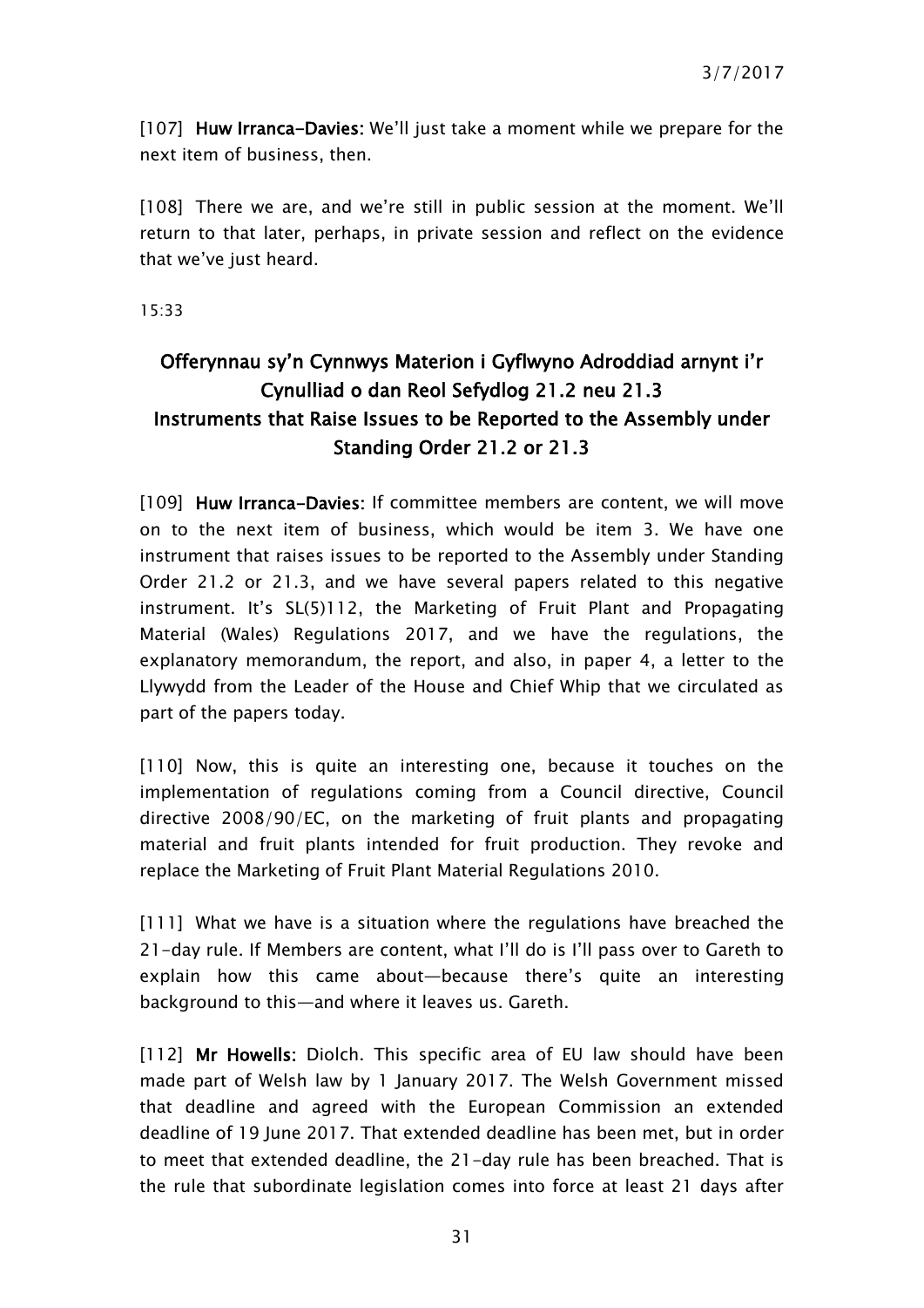[107] **Huw Irranca-Davies:** We'll just take a moment while we prepare for the next item of business, then.

[108] There we are, and we're still in public session at the moment. We'll return to that later, perhaps, in private session and reflect on the evidence that we've just heard.

15:33

## Offerynnau sy'n Cynnwys Materion i Gyflwyno Adroddiad arnynt i'r Cynulliad o dan Reol Sefydlog 21.2 neu 21.3
## Instruments that Raise Issues to be Reported to the Assembly under Standing Order 21.2 or 21.3

[109] **Huw Irranca-Davies:** If committee members are content, we will move on to the next item of business, which would be item 3. We have one instrument that raises issues to be reported to the Assembly under Standing Order 21.2 or 21.3, and we have several papers related to this negative instrument. It's SL(5)112, the Marketing of Fruit Plant and Propagating Material (Wales) Regulations 2017, and we have the regulations, the explanatory memorandum, the report, and also, in paper 4, a letter to the Llywydd from the Leader of the House and Chief Whip that we circulated as part of the papers today.

[110] Now, this is quite an interesting one, because it touches on the implementation of regulations coming from a Council directive, Council directive 2008/90/EC, on the marketing of fruit plants and propagating material and fruit plants intended for fruit production. They revoke and replace the Marketing of Fruit Plant Material Regulations 2010.

[111] What we have is a situation where the regulations have breached the 21-day rule. If Members are content, what I'll do is I'll pass over to Gareth to explain how this came about—because there's quite an interesting background to this—and where it leaves us. Gareth.

[112] **Mr Howells:** Diolch. This specific area of EU law should have been made part of Welsh law by 1 January 2017. The Welsh Government missed that deadline and agreed with the European Commission an extended deadline of 19 June 2017. That extended deadline has been met, but in order to meet that extended deadline, the 21-day rule has been breached. That is the rule that subordinate legislation comes into force at least 21 days after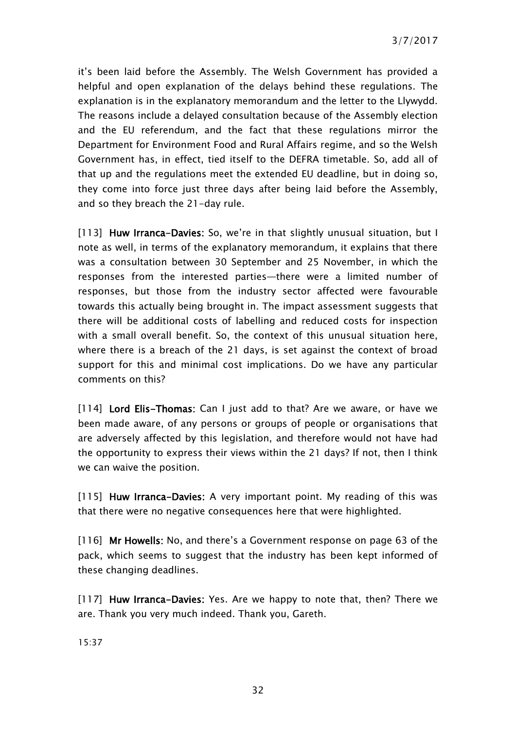it's been laid before the Assembly. The Welsh Government has provided a helpful and open explanation of the delays behind these regulations. The explanation is in the explanatory memorandum and the letter to the Llywydd. The reasons include a delayed consultation because of the Assembly election and the EU referendum, and the fact that these regulations mirror the Department for Environment Food and Rural Affairs regime, and so the Welsh Government has, in effect, tied itself to the DEFRA timetable. So, add all of that up and the regulations meet the extended EU deadline, but in doing so, they come into force just three days after being laid before the Assembly, and so they breach the 21-day rule.

[113] **Huw Irranca-Davies:** So, we're in that slightly unusual situation, but I note as well, in terms of the explanatory memorandum, it explains that there was a consultation between 30 September and 25 November, in which the responses from the interested parties—there were a limited number of responses, but those from the industry sector affected were favourable towards this actually being brought in. The impact assessment suggests that there will be additional costs of labelling and reduced costs for inspection with a small overall benefit. So, the context of this unusual situation here, where there is a breach of the 21 days, is set against the context of broad support for this and minimal cost implications. Do we have any particular comments on this?

[114] **Lord Elis-Thomas:** Can I just add to that? Are we aware, or have we been made aware, of any persons or groups of people or organisations that are adversely affected by this legislation, and therefore would not have had the opportunity to express their views within the 21 days? If not, then I think we can waive the position.

[115] **Huw Irranca-Davies:** A very important point. My reading of this was that there were no negative consequences here that were highlighted.

[116] **Mr Howells:** No, and there's a Government response on page 63 of the pack, which seems to suggest that the industry has been kept informed of these changing deadlines.

[117] **Huw Irranca-Davies:** Yes. Are we happy to note that, then? There we are. Thank you very much indeed. Thank you, Gareth.

15:37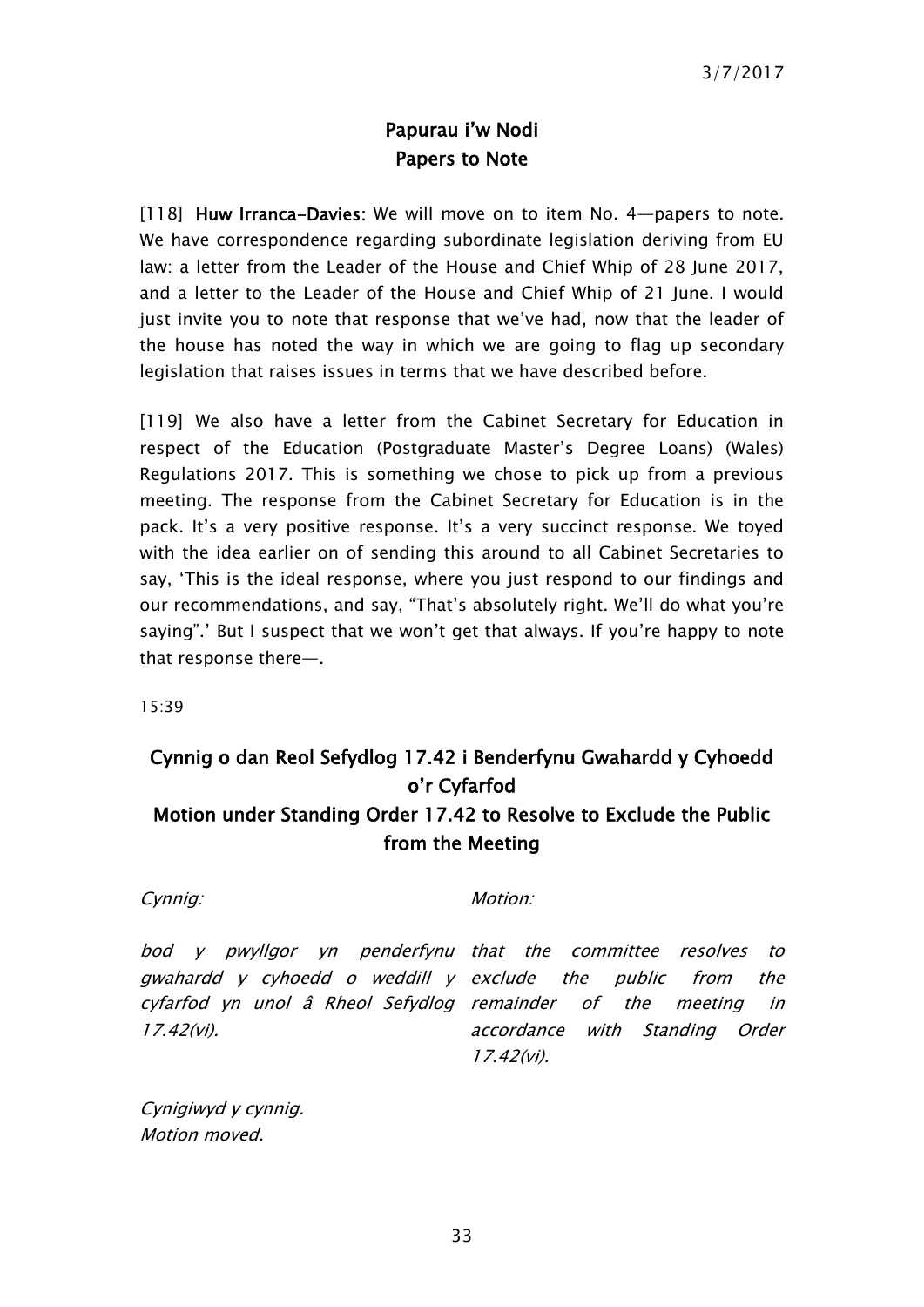## Papurau i'w Nodi
## Papers to Note

[118] **Huw Irranca-Davies:** We will move on to item No. 4—papers to note. We have correspondence regarding subordinate legislation deriving from EU law: a letter from the Leader of the House and Chief Whip of 28 June 2017, and a letter to the Leader of the House and Chief Whip of 21 June. I would just invite you to note that response that we've had, now that the leader of the house has noted the way in which we are going to flag up secondary legislation that raises issues in terms that we have described before.

[119] We also have a letter from the Cabinet Secretary for Education in respect of the Education (Postgraduate Master's Degree Loans) (Wales) Regulations 2017. This is something we chose to pick up from a previous meeting. The response from the Cabinet Secretary for Education is in the pack. It's a very positive response. It's a very succinct response. We toyed with the idea earlier on of sending this around to all Cabinet Secretaries to say, 'This is the ideal response, where you just respond to our findings and our recommendations, and say, "That's absolutely right. We'll do what you're saying".' But I suspect that we won't get that always. If you're happy to note that response there—.

15:39

## Cynnig o dan Reol Sefydlog 17.42 i Benderfynu Gwahardd y Cyhoedd o'r Cyfarfod
## Motion under Standing Order 17.42 to Resolve to Exclude the Public from the Meeting

*Cynnig:*

*bod y pwyllgor yn penderfynu gwahardd y cyhoedd o weddill y cyfarfod yn unol â Rheol Sefydlog 17.42(vi).*

*Motion:*

*that the committee resolves to exclude the public from the remainder of the meeting in accordance with Standing Order 17.42(vi).*

*Cynigiwyd y cynnig.*
*Motion moved.*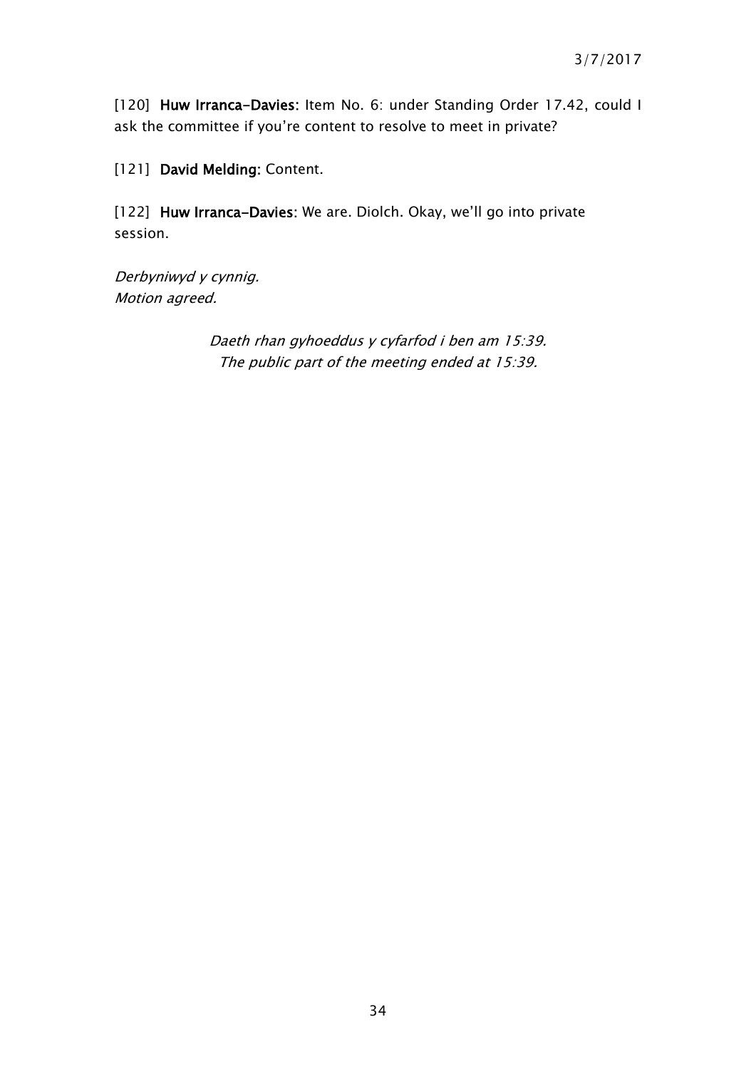[120] **Huw Irranca-Davies:** Item No. 6: under Standing Order 17.42, could I ask the committee if you're content to resolve to meet in private?

[121] **David Melding:** Content.

[122] **Huw Irranca-Davies:** We are. Diolch. Okay, we'll go into private session.

*Derbyniwyd y cynnig.*
*Motion agreed.*

*Daeth rhan gyhoeddus y cyfarfod i ben am 15:39.*
*The public part of the meeting ended at 15:39.*